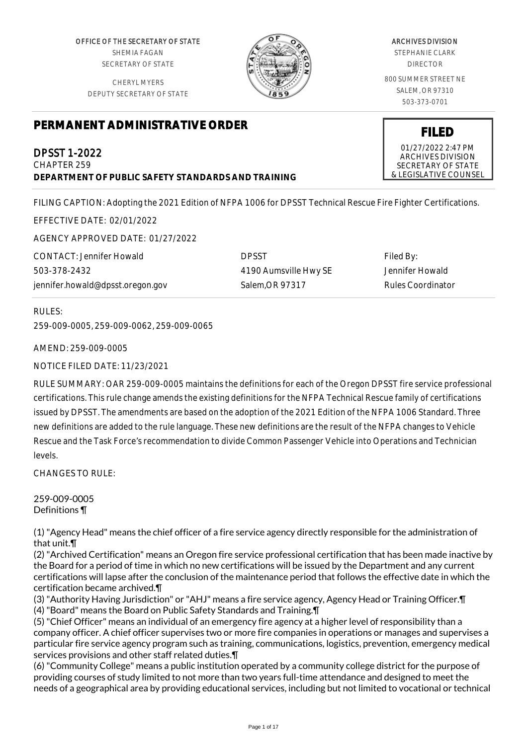OFFICE OF THE SECRETARY OF STATE
SHEMIA FAGAN
SECRETARY OF STATE

CHERYL MYERS
DEPUTY SECRETARY OF STATE

ARCHIVES DIVISION
STEPHANIE CLARK
DIRECTOR

800 SUMMER STREET NE
SALEM, OR 97310
503-373-0701

**FILED**
01/27/2022 2:47 PM
ARCHIVES DIVISION
SECRETARY OF STATE
& LEGISLATIVE COUNSEL

# PERMANENT ADMINISTRATIVE ORDER

## DPSST 1-2022
CHAPTER 259
**DEPARTMENT OF PUBLIC SAFETY STANDARDS AND TRAINING**

FILING CAPTION: Adopting the 2021 Edition of NFPA 1006 for DPSST Technical Rescue Fire Fighter Certifications.

EFFECTIVE DATE: 02/01/2022

AGENCY APPROVED DATE: 01/27/2022

| CONTACT: Jennifer Howald | DPSST | Filed By: |
|---|---|---|
| 503-378-2432 | 4190 Aumsville Hwy SE | Jennifer Howald |
| jennifer.howald@dpsst.oregon.gov | Salem,OR 97317 | Rules Coordinator |

RULES:
259-009-0005, 259-009-0062, 259-009-0065

AMEND: 259-009-0005

NOTICE FILED DATE: 11/23/2021

RULE SUMMARY: OAR 259-009-0005 maintains the definitions for each of the Oregon DPSST fire service professional certifications. This rule change amends the existing definitions for the NFPA Technical Rescue family of certifications issued by DPSST. The amendments are based on the adoption of the 2021 Edition of the NFPA 1006 Standard. Three new definitions are added to the rule language. These new definitions are the result of the NFPA changes to Vehicle Rescue and the Task Force's recommendation to divide Common Passenger Vehicle into Operations and Technician levels.

CHANGES TO RULE:

259-009-0005
Definitions ¶

(1) "Agency Head" means the chief officer of a fire service agency directly responsible for the administration of that unit.¶
(2) "Archived Certification" means an Oregon fire service professional certification that has been made inactive by the Board for a period of time in which no new certifications will be issued by the Department and any current certifications will lapse after the conclusion of the maintenance period that follows the effective date in which the certification became archived.¶
(3) "Authority Having Jurisdiction" or "AHJ" means a fire service agency, Agency Head or Training Officer.¶
(4) "Board" means the Board on Public Safety Standards and Training.¶
(5) "Chief Officer" means an individual of an emergency fire agency at a higher level of responsibility than a company officer. A chief officer supervises two or more fire companies in operations or manages and supervises a particular fire service agency program such as training, communications, logistics, prevention, emergency medical services provisions and other staff related duties.¶
(6) "Community College" means a public institution operated by a community college district for the purpose of providing courses of study limited to not more than two years full-time attendance and designed to meet the needs of a geographical area by providing educational services, including but not limited to vocational or technical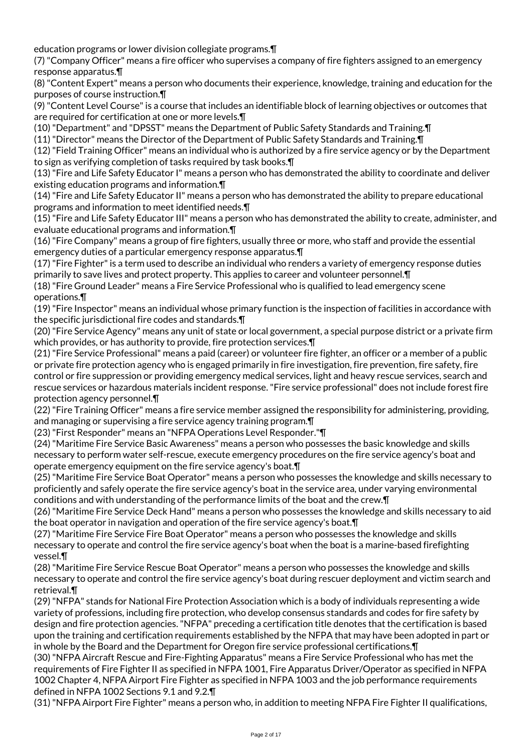education programs or lower division collegiate programs.¶

(7) "Company Officer" means a fire officer who supervises a company of fire fighters assigned to an emergency response apparatus.¶

(8) "Content Expert" means a person who documents their experience, knowledge, training and education for the purposes of course instruction.¶

(9) "Content Level Course" is a course that includes an identifiable block of learning objectives or outcomes that are required for certification at one or more levels.¶

(10) "Department" and "DPSST" means the Department of Public Safety Standards and Training.¶

(11) "Director" means the Director of the Department of Public Safety Standards and Training.¶

(12) "Field Training Officer" means an individual who is authorized by a fire service agency or by the Department to sign as verifying completion of tasks required by task books.¶

(13) "Fire and Life Safety Educator I" means a person who has demonstrated the ability to coordinate and deliver existing education programs and information.¶

(14) "Fire and Life Safety Educator II" means a person who has demonstrated the ability to prepare educational programs and information to meet identified needs.¶

(15) "Fire and Life Safety Educator III" means a person who has demonstrated the ability to create, administer, and evaluate educational programs and information.¶

(16) "Fire Company" means a group of fire fighters, usually three or more, who staff and provide the essential emergency duties of a particular emergency response apparatus.¶

(17) "Fire Fighter" is a term used to describe an individual who renders a variety of emergency response duties primarily to save lives and protect property. This applies to career and volunteer personnel.¶

(18) "Fire Ground Leader" means a Fire Service Professional who is qualified to lead emergency scene operations.¶

(19) "Fire Inspector" means an individual whose primary function is the inspection of facilities in accordance with the specific jurisdictional fire codes and standards.¶

(20) "Fire Service Agency" means any unit of state or local government, a special purpose district or a private firm which provides, or has authority to provide, fire protection services.¶

(21) "Fire Service Professional" means a paid (career) or volunteer fire fighter, an officer or a member of a public or private fire protection agency who is engaged primarily in fire investigation, fire prevention, fire safety, fire control or fire suppression or providing emergency medical services, light and heavy rescue services, search and rescue services or hazardous materials incident response. "Fire service professional" does not include forest fire protection agency personnel.¶

(22) "Fire Training Officer" means a fire service member assigned the responsibility for administering, providing, and managing or supervising a fire service agency training program.¶

(23) "First Responder" means an "NFPA Operations Level Responder."¶

(24) "Maritime Fire Service Basic Awareness" means a person who possesses the basic knowledge and skills necessary to perform water self-rescue, execute emergency procedures on the fire service agency's boat and operate emergency equipment on the fire service agency's boat.¶

(25) "Maritime Fire Service Boat Operator" means a person who possesses the knowledge and skills necessary to proficiently and safely operate the fire service agency's boat in the service area, under varying environmental conditions and with understanding of the performance limits of the boat and the crew.¶

(26) "Maritime Fire Service Deck Hand" means a person who possesses the knowledge and skills necessary to aid the boat operator in navigation and operation of the fire service agency's boat.¶

(27) "Maritime Fire Service Fire Boat Operator" means a person who possesses the knowledge and skills necessary to operate and control the fire service agency's boat when the boat is a marine-based firefighting vessel.¶

(28) "Maritime Fire Service Rescue Boat Operator" means a person who possesses the knowledge and skills necessary to operate and control the fire service agency's boat during rescuer deployment and victim search and retrieval.¶

(29) "NFPA" stands for National Fire Protection Association which is a body of individuals representing a wide variety of professions, including fire protection, who develop consensus standards and codes for fire safety by design and fire protection agencies. "NFPA" preceding a certification title denotes that the certification is based upon the training and certification requirements established by the NFPA that may have been adopted in part or in whole by the Board and the Department for Oregon fire service professional certifications.¶

(30) "NFPA Aircraft Rescue and Fire-Fighting Apparatus" means a Fire Service Professional who has met the requirements of Fire Fighter II as specified in NFPA 1001, Fire Apparatus Driver/Operator as specified in NFPA 1002 Chapter 4, NFPA Airport Fire Fighter as specified in NFPA 1003 and the job performance requirements defined in NFPA 1002 Sections 9.1 and 9.2.¶

(31) "NFPA Airport Fire Fighter" means a person who, in addition to meeting NFPA Fire Fighter II qualifications,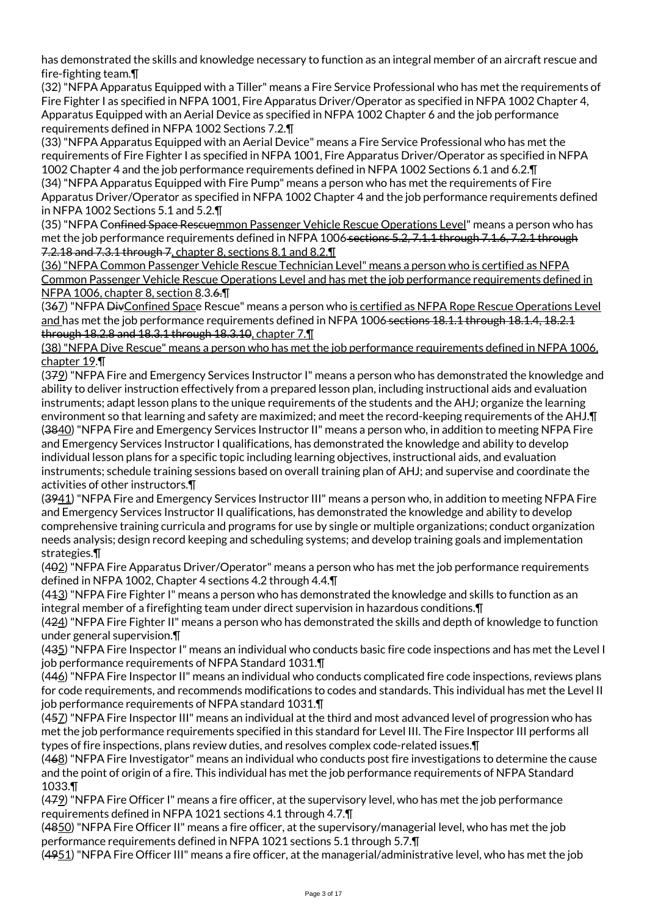has demonstrated the skills and knowledge necessary to function as an integral member of an aircraft rescue and fire-fighting team.¶

(32) "NFPA Apparatus Equipped with a Tiller" means a Fire Service Professional who has met the requirements of Fire Fighter I as specified in NFPA 1001, Fire Apparatus Driver/Operator as specified in NFPA 1002 Chapter 4, Apparatus Equipped with an Aerial Device as specified in NFPA 1002 Chapter 6 and the job performance requirements defined in NFPA 1002 Sections 7.2.¶

(33) "NFPA Apparatus Equipped with an Aerial Device" means a Fire Service Professional who has met the requirements of Fire Fighter I as specified in NFPA 1001, Fire Apparatus Driver/Operator as specified in NFPA 1002 Chapter 4 and the job performance requirements defined in NFPA 1002 Sections 6.1 and 6.2.¶

(34) "NFPA Apparatus Equipped with Fire Pump" means a person who has met the requirements of Fire Apparatus Driver/Operator as specified in NFPA 1002 Chapter 4 and the job performance requirements defined in NFPA 1002 Sections 5.1 and 5.2.¶

(35) "NFPA C~~onfined Space Rescue~~mmon Passenger Vehicle Rescue Operations Level" means a person who has met the job performance requirements defined in NFPA 1006~~ sections 5.2, 7.1.1 through 7.1.6, 7.2.1 through 7.2.18 and 7.3.1 through 7~~, chapter 8, sections 8.1 and 8.2.¶

(36) "NFPA Common Passenger Vehicle Rescue Technician Level" means a person who is certified as NFPA Common Passenger Vehicle Rescue Operations Level and has met the job performance requirements defined in NFPA 1006, chapter 8, section 8.3.~~6.~~¶

(3~~6~~7) "NFPA ~~Div~~Confined Space Rescue" means a person who is certified as NFPA Rope Rescue Operations Level and has met the job performance requirements defined in NFPA 1006~~ sections 18.1.1 through 18.1.4, 18.2.1 through 18.2.8 and 18.3.1 through 18.3.10~~, chapter 7.¶

(38) "NFPA Dive Rescue" means a person who has met the job performance requirements defined in NFPA 1006, chapter 19.¶

(3~~7~~9) "NFPA Fire and Emergency Services Instructor I" means a person who has demonstrated the knowledge and ability to deliver instruction effectively from a prepared lesson plan, including instructional aids and evaluation instruments; adapt lesson plans to the unique requirements of the students and the AHJ; organize the learning environment so that learning and safety are maximized; and meet the record-keeping requirements of the AHJ.¶

(~~38~~40) "NFPA Fire and Emergency Services Instructor II" means a person who, in addition to meeting NFPA Fire and Emergency Services Instructor I qualifications, has demonstrated the knowledge and ability to develop individual lesson plans for a specific topic including learning objectives, instructional aids, and evaluation instruments; schedule training sessions based on overall training plan of AHJ; and supervise and coordinate the activities of other instructors.¶

(~~39~~41) "NFPA Fire and Emergency Services Instructor III" means a person who, in addition to meeting NFPA Fire and Emergency Services Instructor II qualifications, has demonstrated the knowledge and ability to develop comprehensive training curricula and programs for use by single or multiple organizations; conduct organization needs analysis; design record keeping and scheduling systems; and develop training goals and implementation strategies.¶

(4~~0~~2) "NFPA Fire Apparatus Driver/Operator" means a person who has met the job performance requirements defined in NFPA 1002, Chapter 4 sections 4.2 through 4.4.¶

(4~~1~~3) "NFPA Fire Fighter I" means a person who has demonstrated the knowledge and skills to function as an integral member of a firefighting team under direct supervision in hazardous conditions.¶

(4~~2~~4) "NFPA Fire Fighter II" means a person who has demonstrated the skills and depth of knowledge to function under general supervision.¶

(4~~3~~5) "NFPA Fire Inspector I" means an individual who conducts basic fire code inspections and has met the Level I job performance requirements of NFPA Standard 1031.¶

(4~~4~~6) "NFPA Fire Inspector II" means an individual who conducts complicated fire code inspections, reviews plans for code requirements, and recommends modifications to codes and standards. This individual has met the Level II job performance requirements of NFPA standard 1031.¶

(4~~5~~7) "NFPA Fire Inspector III" means an individual at the third and most advanced level of progression who has met the job performance requirements specified in this standard for Level III. The Fire Inspector III performs all types of fire inspections, plans review duties, and resolves complex code-related issues.¶

(4~~6~~8) "NFPA Fire Investigator" means an individual who conducts post fire investigations to determine the cause and the point of origin of a fire. This individual has met the job performance requirements of NFPA Standard 1033.¶

(4~~7~~9) "NFPA Fire Officer I" means a fire officer, at the supervisory level, who has met the job performance requirements defined in NFPA 1021 sections 4.1 through 4.7.¶

(~~48~~50) "NFPA Fire Officer II" means a fire officer, at the supervisory/managerial level, who has met the job performance requirements defined in NFPA 1021 sections 5.1 through 5.7.¶

(~~49~~51) "NFPA Fire Officer III" means a fire officer, at the managerial/administrative level, who has met the job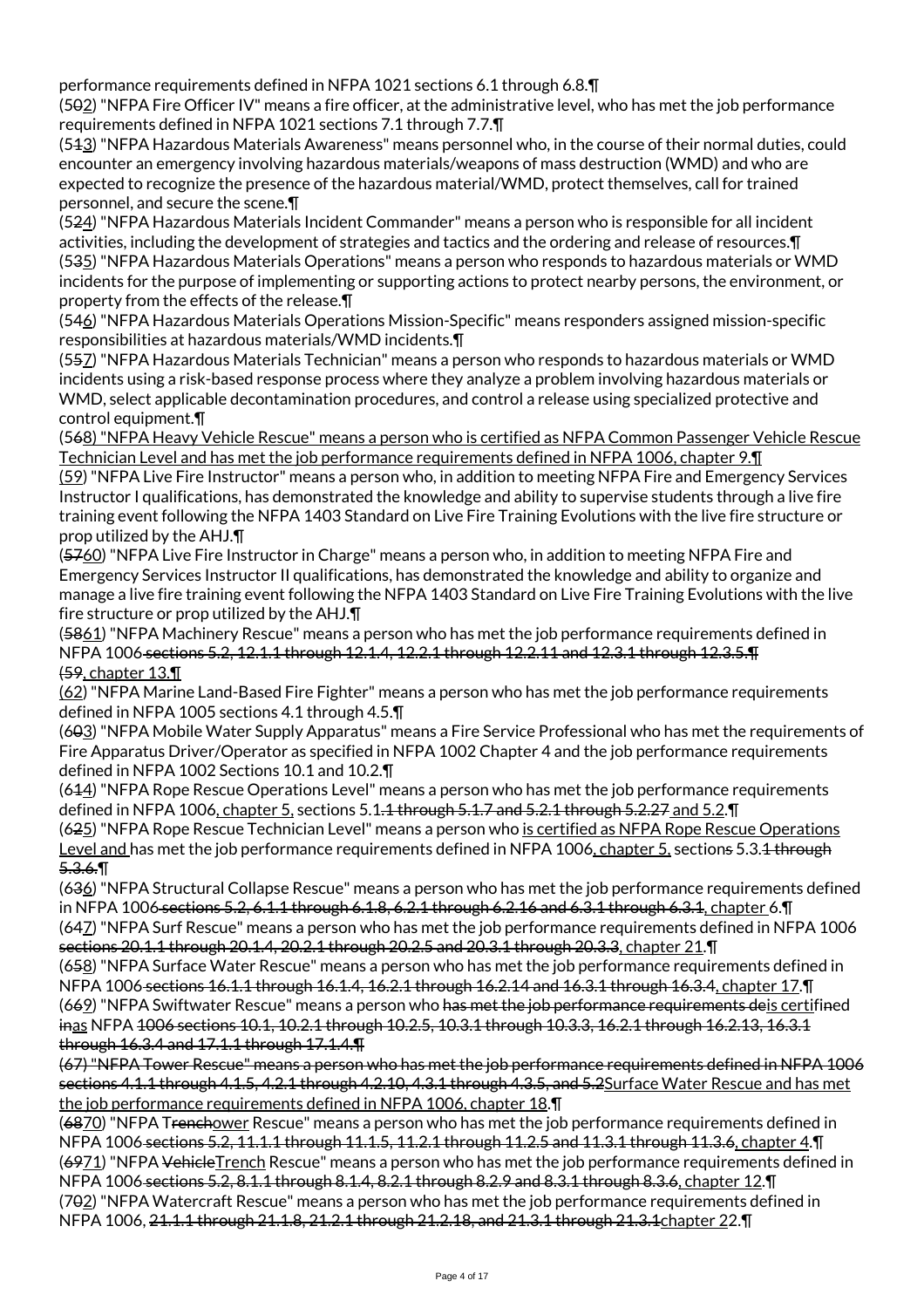performance requirements defined in NFPA 1021 sections 6.1 through 6.8.¶

(5~~0~~2) "NFPA Fire Officer IV" means a fire officer, at the administrative level, who has met the job performance requirements defined in NFPA 1021 sections 7.1 through 7.7.¶

(5~~1~~3) "NFPA Hazardous Materials Awareness" means personnel who, in the course of their normal duties, could encounter an emergency involving hazardous materials/weapons of mass destruction (WMD) and who are expected to recognize the presence of the hazardous material/WMD, protect themselves, call for trained personnel, and secure the scene.¶

(5~~2~~4) "NFPA Hazardous Materials Incident Commander" means a person who is responsible for all incident activities, including the development of strategies and tactics and the ordering and release of resources.¶

(5~~3~~5) "NFPA Hazardous Materials Operations" means a person who responds to hazardous materials or WMD incidents for the purpose of implementing or supporting actions to protect nearby persons, the environment, or property from the effects of the release.¶

(5~~4~~6) "NFPA Hazardous Materials Operations Mission-Specific" means responders assigned mission-specific responsibilities at hazardous materials/WMD incidents.¶

(5~~5~~7) "NFPA Hazardous Materials Technician" means a person who responds to hazardous materials or WMD incidents using a risk-based response process where they analyze a problem involving hazardous materials or WMD, select applicable decontamination procedures, and control a release using specialized protective and control equipment.¶

(5~~6~~8) "NFPA Heavy Vehicle Rescue" means a person who is certified as NFPA Common Passenger Vehicle Rescue Technician Level and has met the job performance requirements defined in NFPA 1006, chapter 9.¶

(59) "NFPA Live Fire Instructor" means a person who, in addition to meeting NFPA Fire and Emergency Services Instructor I qualifications, has demonstrated the knowledge and ability to supervise students through a live fire training event following the NFPA 1403 Standard on Live Fire Training Evolutions with the live fire structure or prop utilized by the AHJ.¶

(~~57~~60) "NFPA Live Fire Instructor in Charge" means a person who, in addition to meeting NFPA Fire and Emergency Services Instructor II qualifications, has demonstrated the knowledge and ability to organize and manage a live fire training event following the NFPA 1403 Standard on Live Fire Training Evolutions with the live fire structure or prop utilized by the AHJ.¶

(~~58~~61) "NFPA Machinery Rescue" means a person who has met the job performance requirements defined in NFPA 1006~~ sections 5.2, 12.1.1 through 12.1.4, 12.2.1 through 12.2.11 and 12.3.1 through 12.3.5.¶ (59~~, chapter 13.¶

(62) "NFPA Marine Land-Based Fire Fighter" means a person who has met the job performance requirements defined in NFPA 1005 sections 4.1 through 4.5.¶

(6~~0~~3) "NFPA Mobile Water Supply Apparatus" means a Fire Service Professional who has met the requirements of Fire Apparatus Driver/Operator as specified in NFPA 1002 Chapter 4 and the job performance requirements defined in NFPA 1002 Sections 10.1 and 10.2.¶

(6~~1~~4) "NFPA Rope Rescue Operations Level" means a person who has met the job performance requirements defined in NFPA 1006, chapter 5, sections 5.1~~.1 through 5.1.7 and 5.2.1 through 5.2.27~~ and 5.2.¶

(6~~2~~5) "NFPA Rope Rescue Technician Level" means a person who is certified as NFPA Rope Rescue Operations Level and has met the job performance requirements defined in NFPA 1006, chapter 5, section~~s~~ 5.3~~.1 through 5.3.6.~~¶

(6~~3~~6) "NFPA Structural Collapse Rescue" means a person who has met the job performance requirements defined in NFPA 1006~~ sections 5.2, 6.1.1 through 6.1.8, 6.2.1 through 6.2.16 and 6.3.1 through 6.3.1~~, chapter 6.¶

(6~~4~~7) "NFPA Surf Rescue" means a person who has met the job performance requirements defined in NFPA 1006 ~~sections 20.1.1 through 20.1.4, 20.2.1 through 20.2.5 and 20.3.1 through 20.3.3~~, chapter 21.¶

(6~~5~~8) "NFPA Surface Water Rescue" means a person who has met the job performance requirements defined in NFPA 1006~~ sections 16.1.1 through 16.1.4, 16.2.1 through 16.2.14 and 16.3.1 through 16.3.4~~, chapter 17.¶

(6~~6~~9) "NFPA Swiftwater Rescue" means a person who ~~has met the job performance requirements de~~is certifi~~n~~ed ~~in~~as NFPA ~~1006 sections 10.1, 10.2.1 through 10.2.5, 10.3.1 through 10.3.3, 16.2.1 through 16.2.13, 16.3.1 through 16.3.4 and 17.1.1 through 17.1.4.¶~~

~~(67) "NFPA Tower Rescue" means a person who has met the job performance requirements defined in NFPA 1006 sections 4.1.1 through 4.1.5, 4.2.1 through 4.2.10, 4.3.1 through 4.3.5, and 5.2~~Surface Water Rescue and has met the job performance requirements defined in NFPA 1006, chapter 18.¶

(~~68~~70) "NFPA T~~rench~~ower Rescue" means a person who has met the job performance requirements defined in NFPA 1006~~ sections 5.2, 11.1.1 through 11.1.5, 11.2.1 through 11.2.5 and 11.3.1 through 11.3.6~~, chapter 4.¶

(~~69~~71) "NFPA ~~Vehicle~~Trench Rescue" means a person who has met the job performance requirements defined in NFPA 1006~~ sections 5.2, 8.1.1 through 8.1.4, 8.2.1 through 8.2.9 and 8.3.1 through 8.3.6~~, chapter 12.¶

(7~~0~~2) "NFPA Watercraft Rescue" means a person who has met the job performance requirements defined in NFPA 1006, ~~21.1.1 through 21.1.8, 21.2.1 through 21.2.18, and 21.3.1 through 21.3.1~~chapter 22.¶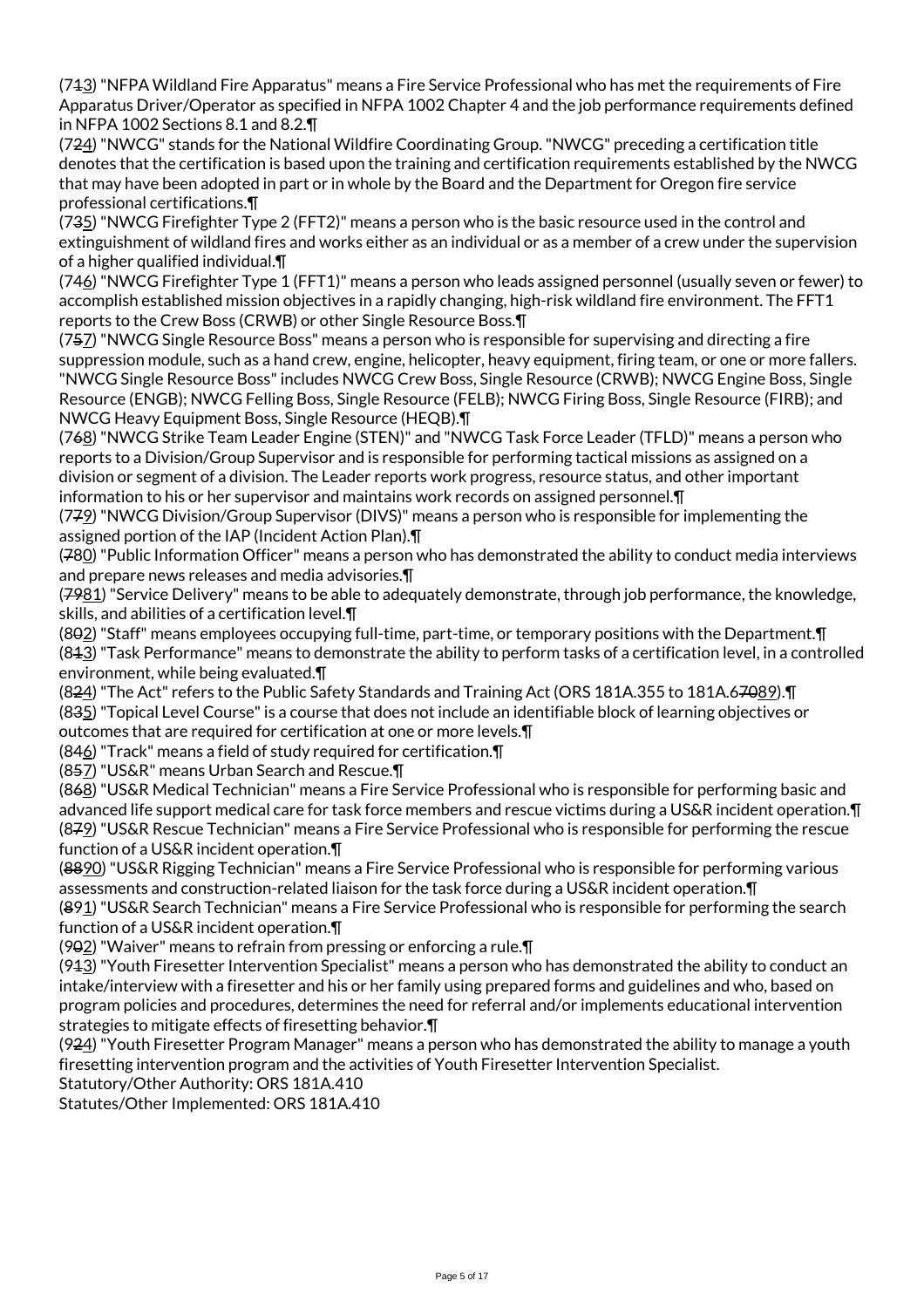(7~~1~~3) "NFPA Wildland Fire Apparatus" means a Fire Service Professional who has met the requirements of Fire Apparatus Driver/Operator as specified in NFPA 1002 Chapter 4 and the job performance requirements defined in NFPA 1002 Sections 8.1 and 8.2.¶

(7~~2~~4) "NWCG" stands for the National Wildfire Coordinating Group. "NWCG" preceding a certification title denotes that the certification is based upon the training and certification requirements established by the NWCG that may have been adopted in part or in whole by the Board and the Department for Oregon fire service professional certifications.¶

(7~~3~~5) "NWCG Firefighter Type 2 (FFT2)" means a person who is the basic resource used in the control and extinguishment of wildland fires and works either as an individual or as a member of a crew under the supervision of a higher qualified individual.¶

(7~~4~~6) "NWCG Firefighter Type 1 (FFT1)" means a person who leads assigned personnel (usually seven or fewer) to accomplish established mission objectives in a rapidly changing, high-risk wildland fire environment. The FFT1 reports to the Crew Boss (CRWB) or other Single Resource Boss.¶

(7~~5~~7) "NWCG Single Resource Boss" means a person who is responsible for supervising and directing a fire suppression module, such as a hand crew, engine, helicopter, heavy equipment, firing team, or one or more fallers. "NWCG Single Resource Boss" includes NWCG Crew Boss, Single Resource (CRWB); NWCG Engine Boss, Single Resource (ENGB); NWCG Felling Boss, Single Resource (FELB); NWCG Firing Boss, Single Resource (FIRB); and NWCG Heavy Equipment Boss, Single Resource (HEQB).¶

(7~~6~~8) "NWCG Strike Team Leader Engine (STEN)" and "NWCG Task Force Leader (TFLD)" means a person who reports to a Division/Group Supervisor and is responsible for performing tactical missions as assigned on a division or segment of a division. The Leader reports work progress, resource status, and other important information to his or her supervisor and maintains work records on assigned personnel.¶

(7~~7~~9) "NWCG Division/Group Supervisor (DIVS)" means a person who is responsible for implementing the assigned portion of the IAP (Incident Action Plan).¶

(~~7~~80) "Public Information Officer" means a person who has demonstrated the ability to conduct media interviews and prepare news releases and media advisories.¶

(~~79~~81) "Service Delivery" means to be able to adequately demonstrate, through job performance, the knowledge, skills, and abilities of a certification level.¶

(8~~0~~2) "Staff" means employees occupying full-time, part-time, or temporary positions with the Department.¶

(8~~1~~3) "Task Performance" means to demonstrate the ability to perform tasks of a certification level, in a controlled environment, while being evaluated.¶

(8~~2~~4) "The Act" refers to the Public Safety Standards and Training Act (ORS 181A.355 to 181A.6~~70~~89).¶

(8~~3~~5) "Topical Level Course" is a course that does not include an identifiable block of learning objectives or outcomes that are required for certification at one or more levels.¶

(8~~4~~6) "Track" means a field of study required for certification.¶

(8~~5~~7) "US&R" means Urban Search and Rescue.¶

(8~~6~~8) "US&R Medical Technician" means a Fire Service Professional who is responsible for performing basic and advanced life support medical care for task force members and rescue victims during a US&R incident operation.¶

(8~~7~~9) "US&R Rescue Technician" means a Fire Service Professional who is responsible for performing the rescue function of a US&R incident operation.¶

(~~88~~90) "US&R Rigging Technician" means a Fire Service Professional who is responsible for performing various assessments and construction-related liaison for the task force during a US&R incident operation.¶

(~~8~~91) "US&R Search Technician" means a Fire Service Professional who is responsible for performing the search function of a US&R incident operation.¶

(9~~0~~2) "Waiver" means to refrain from pressing or enforcing a rule.¶

(9~~1~~3) "Youth Firesetter Intervention Specialist" means a person who has demonstrated the ability to conduct an intake/interview with a firesetter and his or her family using prepared forms and guidelines and who, based on program policies and procedures, determines the need for referral and/or implements educational intervention strategies to mitigate effects of firesetting behavior.¶

(9~~2~~4) "Youth Firesetter Program Manager" means a person who has demonstrated the ability to manage a youth firesetting intervention program and the activities of Youth Firesetter Intervention Specialist.

Statutory/Other Authority: ORS 181A.410

Statutes/Other Implemented: ORS 181A.410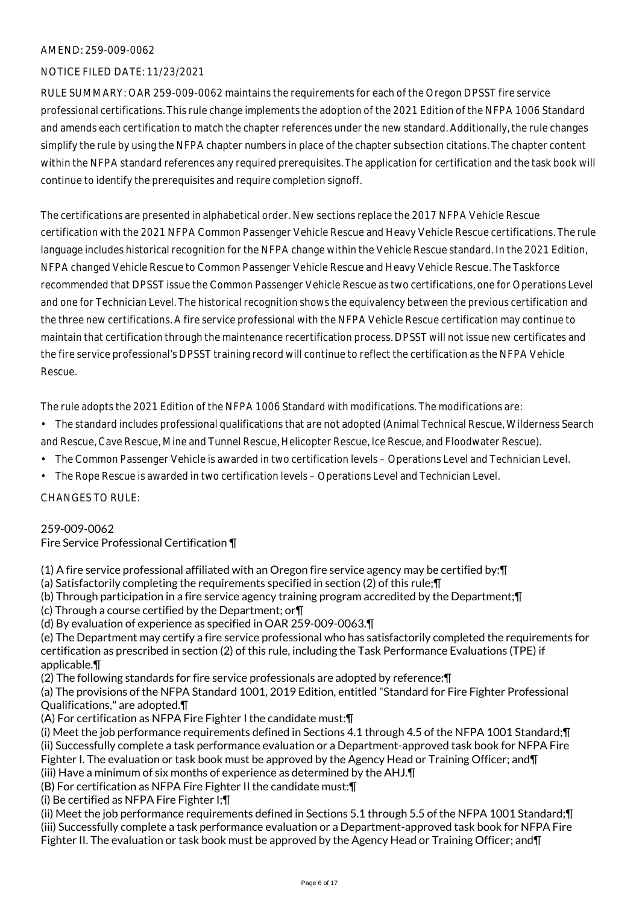AMEND: 259-009-0062

NOTICE FILED DATE: 11/23/2021

RULE SUMMARY: OAR 259-009-0062 maintains the requirements for each of the Oregon DPSST fire service professional certifications. This rule change implements the adoption of the 2021 Edition of the NFPA 1006 Standard and amends each certification to match the chapter references under the new standard. Additionally, the rule changes simplify the rule by using the NFPA chapter numbers in place of the chapter subsection citations. The chapter content within the NFPA standard references any required prerequisites. The application for certification and the task book will continue to identify the prerequisites and require completion signoff.

The certifications are presented in alphabetical order. New sections replace the 2017 NFPA Vehicle Rescue certification with the 2021 NFPA Common Passenger Vehicle Rescue and Heavy Vehicle Rescue certifications. The rule language includes historical recognition for the NFPA change within the Vehicle Rescue standard. In the 2021 Edition, NFPA changed Vehicle Rescue to Common Passenger Vehicle Rescue and Heavy Vehicle Rescue. The Taskforce recommended that DPSST issue the Common Passenger Vehicle Rescue as two certifications, one for Operations Level and one for Technician Level. The historical recognition shows the equivalency between the previous certification and the three new certifications. A fire service professional with the NFPA Vehicle Rescue certification may continue to maintain that certification through the maintenance recertification process. DPSST will not issue new certificates and the fire service professional's DPSST training record will continue to reflect the certification as the NFPA Vehicle Rescue.

The rule adopts the 2021 Edition of the NFPA 1006 Standard with modifications. The modifications are:

- The standard includes professional qualifications that are not adopted (Animal Technical Rescue, Wilderness Search and Rescue, Cave Rescue, Mine and Tunnel Rescue, Helicopter Rescue, Ice Rescue, and Floodwater Rescue).
- The Common Passenger Vehicle is awarded in two certification levels – Operations Level and Technician Level.
- The Rope Rescue is awarded in two certification levels – Operations Level and Technician Level.

CHANGES TO RULE:

259-009-0062
Fire Service Professional Certification ¶

(1) A fire service professional affiliated with an Oregon fire service agency may be certified by:¶
(a) Satisfactorily completing the requirements specified in section (2) of this rule;¶
(b) Through participation in a fire service agency training program accredited by the Department;¶
(c) Through a course certified by the Department; or¶
(d) By evaluation of experience as specified in OAR 259-009-0063.¶
(e) The Department may certify a fire service professional who has satisfactorily completed the requirements for certification as prescribed in section (2) of this rule, including the Task Performance Evaluations (TPE) if applicable.¶
(2) The following standards for fire service professionals are adopted by reference:¶
(a) The provisions of the NFPA Standard 1001, 2019 Edition, entitled "Standard for Fire Fighter Professional Qualifications," are adopted.¶
(A) For certification as NFPA Fire Fighter I the candidate must:¶
(i) Meet the job performance requirements defined in Sections 4.1 through 4.5 of the NFPA 1001 Standard;¶
(ii) Successfully complete a task performance evaluation or a Department-approved task book for NFPA Fire Fighter I. The evaluation or task book must be approved by the Agency Head or Training Officer; and¶
(iii) Have a minimum of six months of experience as determined by the AHJ.¶
(B) For certification as NFPA Fire Fighter II the candidate must:¶
(i) Be certified as NFPA Fire Fighter I;¶
(ii) Meet the job performance requirements defined in Sections 5.1 through 5.5 of the NFPA 1001 Standard;¶
(iii) Successfully complete a task performance evaluation or a Department-approved task book for NFPA Fire Fighter II. The evaluation or task book must be approved by the Agency Head or Training Officer; and¶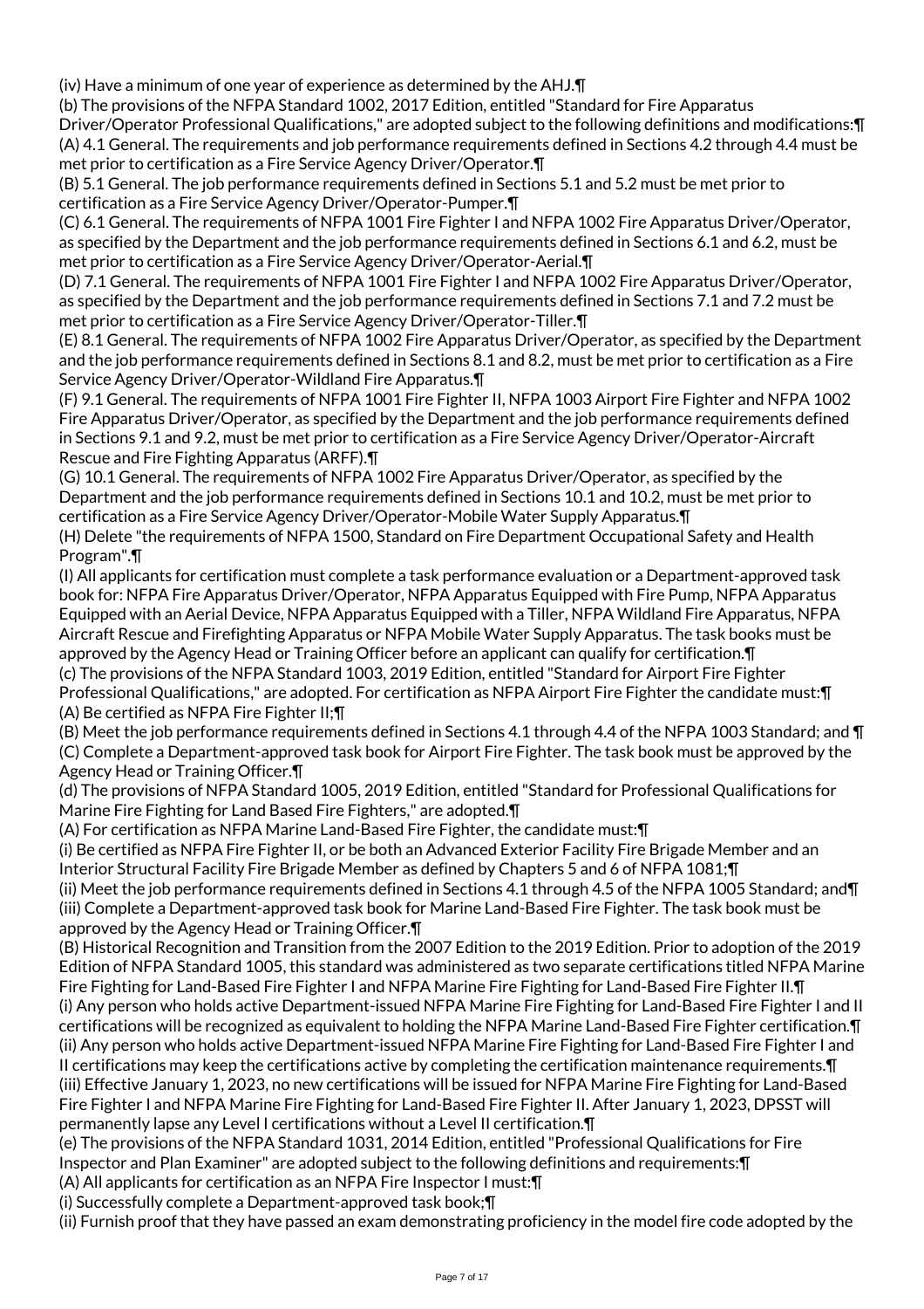(iv) Have a minimum of one year of experience as determined by the AHJ.¶

(b) The provisions of the NFPA Standard 1002, 2017 Edition, entitled "Standard for Fire Apparatus Driver/Operator Professional Qualifications," are adopted subject to the following definitions and modifications:¶

(A) 4.1 General. The requirements and job performance requirements defined in Sections 4.2 through 4.4 must be met prior to certification as a Fire Service Agency Driver/Operator.¶

(B) 5.1 General. The job performance requirements defined in Sections 5.1 and 5.2 must be met prior to certification as a Fire Service Agency Driver/Operator-Pumper.¶

(C) 6.1 General. The requirements of NFPA 1001 Fire Fighter I and NFPA 1002 Fire Apparatus Driver/Operator, as specified by the Department and the job performance requirements defined in Sections 6.1 and 6.2, must be met prior to certification as a Fire Service Agency Driver/Operator-Aerial.¶

(D) 7.1 General. The requirements of NFPA 1001 Fire Fighter I and NFPA 1002 Fire Apparatus Driver/Operator, as specified by the Department and the job performance requirements defined in Sections 7.1 and 7.2 must be met prior to certification as a Fire Service Agency Driver/Operator-Tiller.¶

(E) 8.1 General. The requirements of NFPA 1002 Fire Apparatus Driver/Operator, as specified by the Department and the job performance requirements defined in Sections 8.1 and 8.2, must be met prior to certification as a Fire Service Agency Driver/Operator-Wildland Fire Apparatus.¶

(F) 9.1 General. The requirements of NFPA 1001 Fire Fighter II, NFPA 1003 Airport Fire Fighter and NFPA 1002 Fire Apparatus Driver/Operator, as specified by the Department and the job performance requirements defined in Sections 9.1 and 9.2, must be met prior to certification as a Fire Service Agency Driver/Operator-Aircraft Rescue and Fire Fighting Apparatus (ARFF).¶

(G) 10.1 General. The requirements of NFPA 1002 Fire Apparatus Driver/Operator, as specified by the Department and the job performance requirements defined in Sections 10.1 and 10.2, must be met prior to certification as a Fire Service Agency Driver/Operator-Mobile Water Supply Apparatus.¶

(H) Delete "the requirements of NFPA 1500, Standard on Fire Department Occupational Safety and Health Program".¶

(I) All applicants for certification must complete a task performance evaluation or a Department-approved task book for: NFPA Fire Apparatus Driver/Operator, NFPA Apparatus Equipped with Fire Pump, NFPA Apparatus Equipped with an Aerial Device, NFPA Apparatus Equipped with a Tiller, NFPA Wildland Fire Apparatus, NFPA Aircraft Rescue and Firefighting Apparatus or NFPA Mobile Water Supply Apparatus. The task books must be approved by the Agency Head or Training Officer before an applicant can qualify for certification.¶

(c) The provisions of the NFPA Standard 1003, 2019 Edition, entitled "Standard for Airport Fire Fighter Professional Qualifications," are adopted. For certification as NFPA Airport Fire Fighter the candidate must:¶

(A) Be certified as NFPA Fire Fighter II;¶

(B) Meet the job performance requirements defined in Sections 4.1 through 4.4 of the NFPA 1003 Standard; and ¶

(C) Complete a Department-approved task book for Airport Fire Fighter. The task book must be approved by the Agency Head or Training Officer.¶

(d) The provisions of NFPA Standard 1005, 2019 Edition, entitled "Standard for Professional Qualifications for Marine Fire Fighting for Land Based Fire Fighters," are adopted.¶

(A) For certification as NFPA Marine Land-Based Fire Fighter, the candidate must:¶

(i) Be certified as NFPA Fire Fighter II, or be both an Advanced Exterior Facility Fire Brigade Member and an Interior Structural Facility Fire Brigade Member as defined by Chapters 5 and 6 of NFPA 1081;¶

(ii) Meet the job performance requirements defined in Sections 4.1 through 4.5 of the NFPA 1005 Standard; and¶

(iii) Complete a Department-approved task book for Marine Land-Based Fire Fighter. The task book must be approved by the Agency Head or Training Officer.¶

(B) Historical Recognition and Transition from the 2007 Edition to the 2019 Edition. Prior to adoption of the 2019 Edition of NFPA Standard 1005, this standard was administered as two separate certifications titled NFPA Marine Fire Fighting for Land-Based Fire Fighter I and NFPA Marine Fire Fighting for Land-Based Fire Fighter II.¶

(i) Any person who holds active Department-issued NFPA Marine Fire Fighting for Land-Based Fire Fighter I and II certifications will be recognized as equivalent to holding the NFPA Marine Land-Based Fire Fighter certification.¶

(ii) Any person who holds active Department-issued NFPA Marine Fire Fighting for Land-Based Fire Fighter I and II certifications may keep the certifications active by completing the certification maintenance requirements.¶

(iii) Effective January 1, 2023, no new certifications will be issued for NFPA Marine Fire Fighting for Land-Based Fire Fighter I and NFPA Marine Fire Fighting for Land-Based Fire Fighter II. After January 1, 2023, DPSST will permanently lapse any Level I certifications without a Level II certification.¶

(e) The provisions of the NFPA Standard 1031, 2014 Edition, entitled "Professional Qualifications for Fire Inspector and Plan Examiner" are adopted subject to the following definitions and requirements:¶

(A) All applicants for certification as an NFPA Fire Inspector I must:¶

(i) Successfully complete a Department-approved task book;¶

(ii) Furnish proof that they have passed an exam demonstrating proficiency in the model fire code adopted by the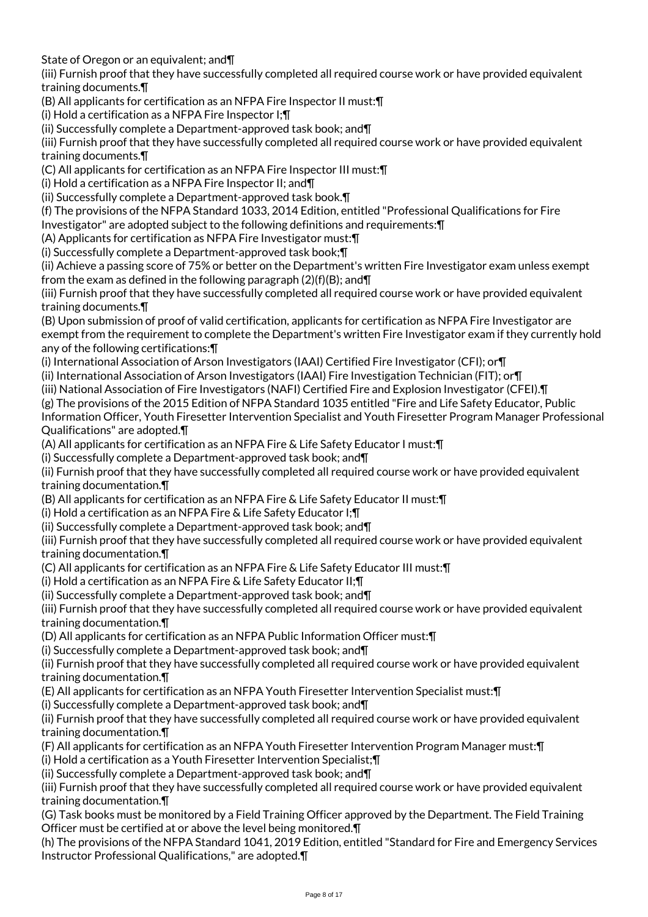State of Oregon or an equivalent; and¶

(iii) Furnish proof that they have successfully completed all required course work or have provided equivalent training documents.¶

(B) All applicants for certification as an NFPA Fire Inspector II must:¶

(i) Hold a certification as a NFPA Fire Inspector I;¶

(ii) Successfully complete a Department-approved task book; and¶

(iii) Furnish proof that they have successfully completed all required course work or have provided equivalent training documents.¶

(C) All applicants for certification as an NFPA Fire Inspector III must:¶

(i) Hold a certification as a NFPA Fire Inspector II; and¶

(ii) Successfully complete a Department-approved task book.¶

(f) The provisions of the NFPA Standard 1033, 2014 Edition, entitled "Professional Qualifications for Fire Investigator" are adopted subject to the following definitions and requirements:¶

(A) Applicants for certification as NFPA Fire Investigator must:¶

(i) Successfully complete a Department-approved task book;¶

(ii) Achieve a passing score of 75% or better on the Department's written Fire Investigator exam unless exempt from the exam as defined in the following paragraph (2)(f)(B); and¶

(iii) Furnish proof that they have successfully completed all required course work or have provided equivalent training documents.¶

(B) Upon submission of proof of valid certification, applicants for certification as NFPA Fire Investigator are exempt from the requirement to complete the Department's written Fire Investigator exam if they currently hold any of the following certifications:¶

(i) International Association of Arson Investigators (IAAI) Certified Fire Investigator (CFI); or¶

(ii) International Association of Arson Investigators (IAAI) Fire Investigation Technician (FIT); or¶

(iii) National Association of Fire Investigators (NAFI) Certified Fire and Explosion Investigator (CFEI).¶

(g) The provisions of the 2015 Edition of NFPA Standard 1035 entitled "Fire and Life Safety Educator, Public Information Officer, Youth Firesetter Intervention Specialist and Youth Firesetter Program Manager Professional Qualifications" are adopted.¶

(A) All applicants for certification as an NFPA Fire & Life Safety Educator I must:¶

(i) Successfully complete a Department-approved task book; and¶

(ii) Furnish proof that they have successfully completed all required course work or have provided equivalent training documentation.¶

(B) All applicants for certification as an NFPA Fire & Life Safety Educator II must:¶

(i) Hold a certification as an NFPA Fire & Life Safety Educator I;¶

(ii) Successfully complete a Department-approved task book; and¶

(iii) Furnish proof that they have successfully completed all required course work or have provided equivalent training documentation.¶

(C) All applicants for certification as an NFPA Fire & Life Safety Educator III must:¶

(i) Hold a certification as an NFPA Fire & Life Safety Educator II;¶

(ii) Successfully complete a Department-approved task book; and¶

(iii) Furnish proof that they have successfully completed all required course work or have provided equivalent training documentation.¶

(D) All applicants for certification as an NFPA Public Information Officer must:¶

(i) Successfully complete a Department-approved task book; and¶

(ii) Furnish proof that they have successfully completed all required course work or have provided equivalent training documentation.¶

(E) All applicants for certification as an NFPA Youth Firesetter Intervention Specialist must:¶

(i) Successfully complete a Department-approved task book; and¶

(ii) Furnish proof that they have successfully completed all required course work or have provided equivalent training documentation.¶

(F) All applicants for certification as an NFPA Youth Firesetter Intervention Program Manager must:¶

(i) Hold a certification as a Youth Firesetter Intervention Specialist;¶

(ii) Successfully complete a Department-approved task book; and¶

(iii) Furnish proof that they have successfully completed all required course work or have provided equivalent training documentation.¶

(G) Task books must be monitored by a Field Training Officer approved by the Department. The Field Training Officer must be certified at or above the level being monitored.¶

(h) The provisions of the NFPA Standard 1041, 2019 Edition, entitled "Standard for Fire and Emergency Services Instructor Professional Qualifications," are adopted.¶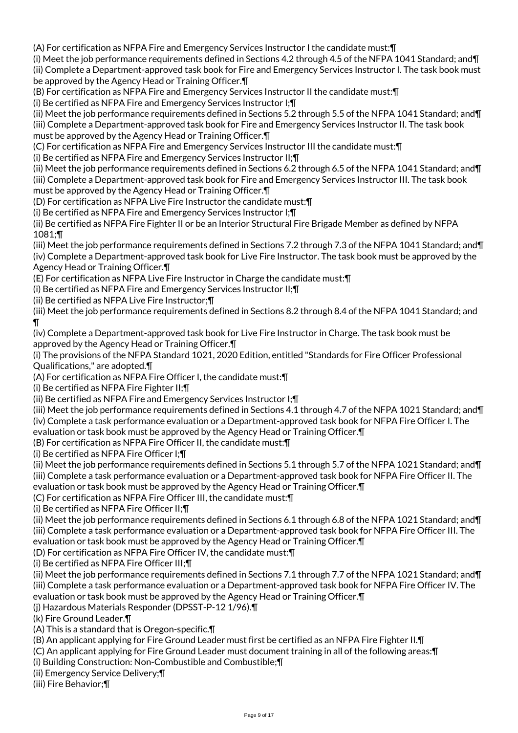(A) For certification as NFPA Fire and Emergency Services Instructor I the candidate must:¶

(i) Meet the job performance requirements defined in Sections 4.2 through 4.5 of the NFPA 1041 Standard; and¶

(ii) Complete a Department-approved task book for Fire and Emergency Services Instructor I. The task book must be approved by the Agency Head or Training Officer.¶

(B) For certification as NFPA Fire and Emergency Services Instructor II the candidate must:¶

(i) Be certified as NFPA Fire and Emergency Services Instructor I;¶

(ii) Meet the job performance requirements defined in Sections 5.2 through 5.5 of the NFPA 1041 Standard; and¶

(iii) Complete a Department-approved task book for Fire and Emergency Services Instructor II. The task book must be approved by the Agency Head or Training Officer.¶

(C) For certification as NFPA Fire and Emergency Services Instructor III the candidate must:¶

(i) Be certified as NFPA Fire and Emergency Services Instructor II;¶

(ii) Meet the job performance requirements defined in Sections 6.2 through 6.5 of the NFPA 1041 Standard; and¶

(iii) Complete a Department-approved task book for Fire and Emergency Services Instructor III. The task book must be approved by the Agency Head or Training Officer.¶

(D) For certification as NFPA Live Fire Instructor the candidate must:¶

(i) Be certified as NFPA Fire and Emergency Services Instructor I;¶

(ii) Be certified as NFPA Fire Fighter II or be an Interior Structural Fire Brigade Member as defined by NFPA 1081;¶

(iii) Meet the job performance requirements defined in Sections 7.2 through 7.3 of the NFPA 1041 Standard; and¶

(iv) Complete a Department-approved task book for Live Fire Instructor. The task book must be approved by the Agency Head or Training Officer.¶

(E) For certification as NFPA Live Fire Instructor in Charge the candidate must:¶

(i) Be certified as NFPA Fire and Emergency Services Instructor II;¶

(ii) Be certified as NFPA Live Fire Instructor;¶

(iii) Meet the job performance requirements defined in Sections 8.2 through 8.4 of the NFPA 1041 Standard; and ¶

(iv) Complete a Department-approved task book for Live Fire Instructor in Charge. The task book must be approved by the Agency Head or Training Officer.¶

(i) The provisions of the NFPA Standard 1021, 2020 Edition, entitled "Standards for Fire Officer Professional Qualifications," are adopted.¶

(A) For certification as NFPA Fire Officer I, the candidate must:¶

(i) Be certified as NFPA Fire Fighter II;¶

(ii) Be certified as NFPA Fire and Emergency Services Instructor I;¶

(iii) Meet the job performance requirements defined in Sections 4.1 through 4.7 of the NFPA 1021 Standard; and¶

(iv) Complete a task performance evaluation or a Department-approved task book for NFPA Fire Officer I. The evaluation or task book must be approved by the Agency Head or Training Officer.¶

(B) For certification as NFPA Fire Officer II, the candidate must:¶

(i) Be certified as NFPA Fire Officer I;¶

(ii) Meet the job performance requirements defined in Sections 5.1 through 5.7 of the NFPA 1021 Standard; and¶

(iii) Complete a task performance evaluation or a Department-approved task book for NFPA Fire Officer II. The evaluation or task book must be approved by the Agency Head or Training Officer.¶

(C) For certification as NFPA Fire Officer III, the candidate must:¶

(i) Be certified as NFPA Fire Officer II;¶

(ii) Meet the job performance requirements defined in Sections 6.1 through 6.8 of the NFPA 1021 Standard; and¶

(iii) Complete a task performance evaluation or a Department-approved task book for NFPA Fire Officer III. The evaluation or task book must be approved by the Agency Head or Training Officer.¶

(D) For certification as NFPA Fire Officer IV, the candidate must:¶

(i) Be certified as NFPA Fire Officer III;¶

(ii) Meet the job performance requirements defined in Sections 7.1 through 7.7 of the NFPA 1021 Standard; and¶

(iii) Complete a task performance evaluation or a Department-approved task book for NFPA Fire Officer IV. The evaluation or task book must be approved by the Agency Head or Training Officer.¶

(j) Hazardous Materials Responder (DPSST-P-12 1/96).¶

(k) Fire Ground Leader.¶

(A) This is a standard that is Oregon-specific.¶

(B) An applicant applying for Fire Ground Leader must first be certified as an NFPA Fire Fighter II.¶

(C) An applicant applying for Fire Ground Leader must document training in all of the following areas:¶

(i) Building Construction: Non-Combustible and Combustible;¶

(ii) Emergency Service Delivery;¶

(iii) Fire Behavior;¶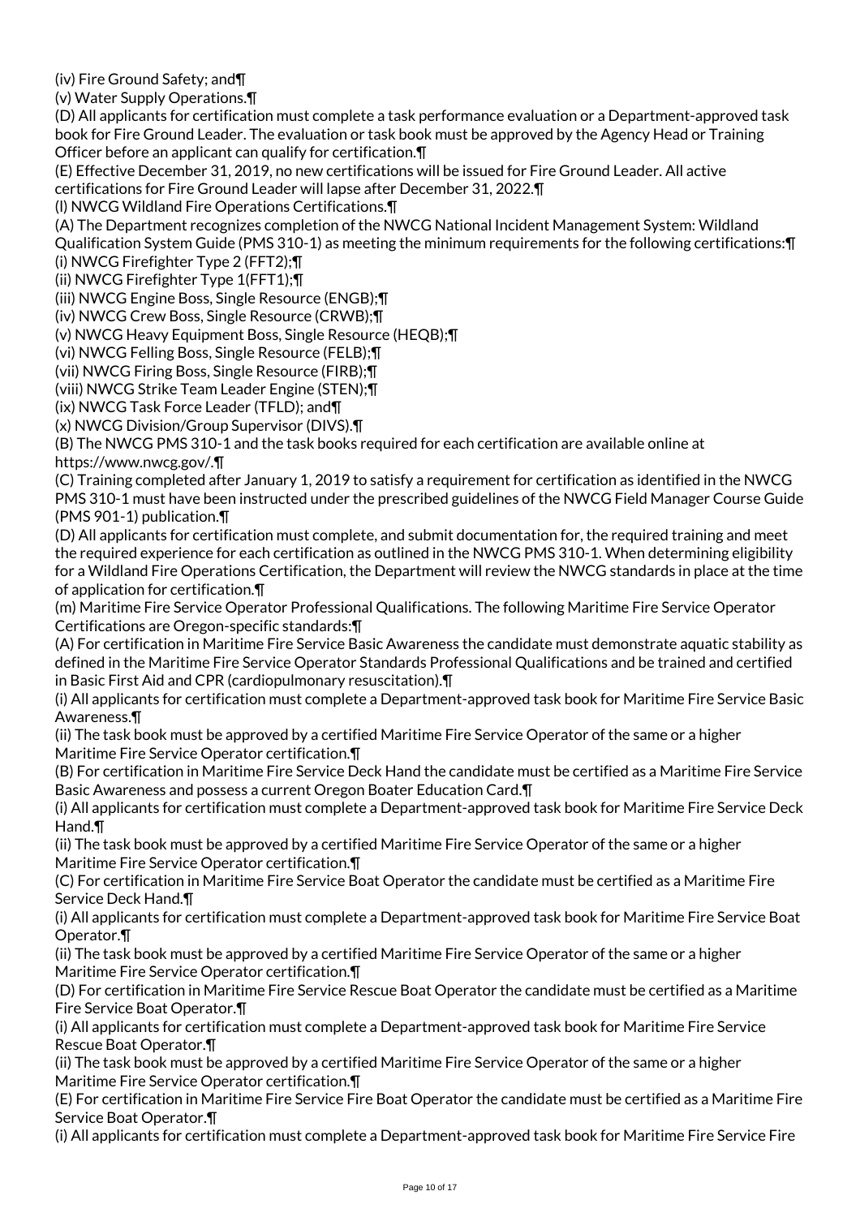(iv) Fire Ground Safety; and¶

(v) Water Supply Operations.¶

(D) All applicants for certification must complete a task performance evaluation or a Department-approved task book for Fire Ground Leader. The evaluation or task book must be approved by the Agency Head or Training Officer before an applicant can qualify for certification.¶

(E) Effective December 31, 2019, no new certifications will be issued for Fire Ground Leader. All active certifications for Fire Ground Leader will lapse after December 31, 2022.¶

(l) NWCG Wildland Fire Operations Certifications.¶

(A) The Department recognizes completion of the NWCG National Incident Management System: Wildland Qualification System Guide (PMS 310-1) as meeting the minimum requirements for the following certifications:¶

(i) NWCG Firefighter Type 2 (FFT2);¶

(ii) NWCG Firefighter Type 1(FFT1);¶

(iii) NWCG Engine Boss, Single Resource (ENGB);¶

(iv) NWCG Crew Boss, Single Resource (CRWB);¶

(v) NWCG Heavy Equipment Boss, Single Resource (HEQB);¶

(vi) NWCG Felling Boss, Single Resource (FELB);¶

(vii) NWCG Firing Boss, Single Resource (FIRB);¶

(viii) NWCG Strike Team Leader Engine (STEN);¶

(ix) NWCG Task Force Leader (TFLD); and¶

(x) NWCG Division/Group Supervisor (DIVS).¶

(B) The NWCG PMS 310-1 and the task books required for each certification are available online at https://www.nwcg.gov/.¶

(C) Training completed after January 1, 2019 to satisfy a requirement for certification as identified in the NWCG PMS 310-1 must have been instructed under the prescribed guidelines of the NWCG Field Manager Course Guide (PMS 901-1) publication.¶

(D) All applicants for certification must complete, and submit documentation for, the required training and meet the required experience for each certification as outlined in the NWCG PMS 310-1. When determining eligibility for a Wildland Fire Operations Certification, the Department will review the NWCG standards in place at the time of application for certification.¶

(m) Maritime Fire Service Operator Professional Qualifications. The following Maritime Fire Service Operator Certifications are Oregon-specific standards:¶

(A) For certification in Maritime Fire Service Basic Awareness the candidate must demonstrate aquatic stability as defined in the Maritime Fire Service Operator Standards Professional Qualifications and be trained and certified in Basic First Aid and CPR (cardiopulmonary resuscitation).¶

(i) All applicants for certification must complete a Department-approved task book for Maritime Fire Service Basic Awareness.¶

(ii) The task book must be approved by a certified Maritime Fire Service Operator of the same or a higher Maritime Fire Service Operator certification.¶

(B) For certification in Maritime Fire Service Deck Hand the candidate must be certified as a Maritime Fire Service Basic Awareness and possess a current Oregon Boater Education Card.¶

(i) All applicants for certification must complete a Department-approved task book for Maritime Fire Service Deck Hand.¶

(ii) The task book must be approved by a certified Maritime Fire Service Operator of the same or a higher Maritime Fire Service Operator certification.¶

(C) For certification in Maritime Fire Service Boat Operator the candidate must be certified as a Maritime Fire Service Deck Hand.¶

(i) All applicants for certification must complete a Department-approved task book for Maritime Fire Service Boat Operator.¶

(ii) The task book must be approved by a certified Maritime Fire Service Operator of the same or a higher Maritime Fire Service Operator certification.¶

(D) For certification in Maritime Fire Service Rescue Boat Operator the candidate must be certified as a Maritime Fire Service Boat Operator.¶

(i) All applicants for certification must complete a Department-approved task book for Maritime Fire Service Rescue Boat Operator.¶

(ii) The task book must be approved by a certified Maritime Fire Service Operator of the same or a higher Maritime Fire Service Operator certification.¶

(E) For certification in Maritime Fire Service Fire Boat Operator the candidate must be certified as a Maritime Fire Service Boat Operator.¶

(i) All applicants for certification must complete a Department-approved task book for Maritime Fire Service Fire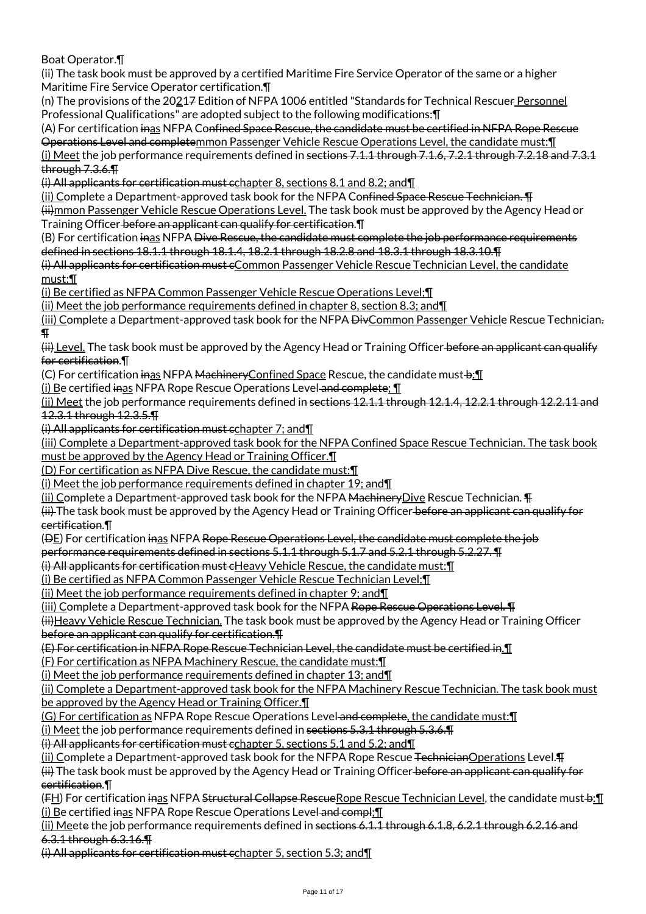Boat Operator.¶

(ii) The task book must be approved by a certified Maritime Fire Service Operator of the same or a higher Maritime Fire Service Operator certification.¶

(n) The provisions of the 20217 Edition of NFPA 1006 entitled "Standards for Technical Rescuer Personnel Professional Qualifications" are adopted subject to the following modifications:¶

(A) For certification inas NFPA Confined Space Rescue, the candidate must be certified in NFPA Rope Rescue Operations Level and completemmon Passenger Vehicle Rescue Operations Level, the candidate must:¶

(i) Meet the job performance requirements defined in sections 7.1.1 through 7.1.6, 7.2.1 through 7.2.18 and 7.3.1 through 7.3.6.¶

(i) All applicants for certification must cchapter 8, sections 8.1 and 8.2; and¶

(ii) Complete a Department-approved task book for the NFPA Confined Space Rescue Technician. ¶

(ii)mmon Passenger Vehicle Rescue Operations Level. The task book must be approved by the Agency Head or Training Officer before an applicant can qualify for certification.¶

(B) For certification inas NFPA Dive Rescue, the candidate must complete the job performance requirements defined in sections 18.1.1 through 18.1.4, 18.2.1 through 18.2.8 and 18.3.1 through 18.3.10.¶

(i) All applicants for certification must cCommon Passenger Vehicle Rescue Technician Level, the candidate must:¶

(i) Be certified as NFPA Common Passenger Vehicle Rescue Operations Level;¶

(ii) Meet the job performance requirements defined in chapter 8, section 8.3; and¶

(iii) Complete a Department-approved task book for the NFPA DivCommon Passenger Vehicle Rescue Technician. ¶

(ii) Level. The task book must be approved by the Agency Head or Training Officer before an applicant can qualify for certification.¶

(C) For certification inas NFPA MachineryConfined Space Rescue, the candidate must b:¶

(i) Be certified inas NFPA Rope Rescue Operations Level and complete; ¶

(ii) Meet the job performance requirements defined in sections 12.1.1 through 12.1.4, 12.2.1 through 12.2.11 and 12.3.1 through 12.3.5.¶

(i) All applicants for certification must cchapter 7; and¶

(iii) Complete a Department-approved task book for the NFPA Confined Space Rescue Technician. The task book must be approved by the Agency Head or Training Officer.¶

(D) For certification as NFPA Dive Rescue, the candidate must:¶

(i) Meet the job performance requirements defined in chapter 19; and¶

(ii) Complete a Department-approved task book for the NFPA MachineryDive Rescue Technician. ¶

(ii) The task book must be approved by the Agency Head or Training Officer before an applicant can qualify for certification.¶

(DE) For certification inas NFPA Rope Rescue Operations Level, the candidate must complete the job performance requirements defined in sections 5.1.1 through 5.1.7 and 5.2.1 through 5.2.27. ¶

(i) All applicants for certification must cHeavy Vehicle Rescue, the candidate must:¶

(i) Be certified as NFPA Common Passenger Vehicle Rescue Technician Level;¶

(ii) Meet the job performance requirements defined in chapter 9; and¶

(iii) Complete a Department-approved task book for the NFPA Rope Rescue Operations Level. ¶

(ii)Heavy Vehicle Rescue Technician. The task book must be approved by the Agency Head or Training Officer before an applicant can qualify for certification.¶

(E) For certification in NFPA Rope Rescue Technician Level, the candidate must be certified in.¶

(F) For certification as NFPA Machinery Rescue, the candidate must:¶

(i) Meet the job performance requirements defined in chapter 13; and¶

(ii) Complete a Department-approved task book for the NFPA Machinery Rescue Technician. The task book must be approved by the Agency Head or Training Officer.¶

(G) For certification as NFPA Rope Rescue Operations Level and complete, the candidate must:¶

(i) Meet the job performance requirements defined in sections 5.3.1 through 5.3.6.¶

(i) All applicants for certification must cchapter 5, sections 5.1 and 5.2; and¶

(ii) Complete a Department-approved task book for the NFPA Rope Rescue TechnicianOperations Level.¶

(ii) The task book must be approved by the Agency Head or Training Officer before an applicant can qualify for certification.¶

(FH) For certification inas NFPA Structural Collapse RescueRope Rescue Technician Level, the candidate must b:¶

(i) Be certified inas NFPA Rope Rescue Operations Level and compl;¶

(ii) Meete the job performance requirements defined in sections 6.1.1 through 6.1.8, 6.2.1 through 6.2.16 and 6.3.1 through 6.3.16.¶

(i) All applicants for certification must cchapter 5, section 5.3; and¶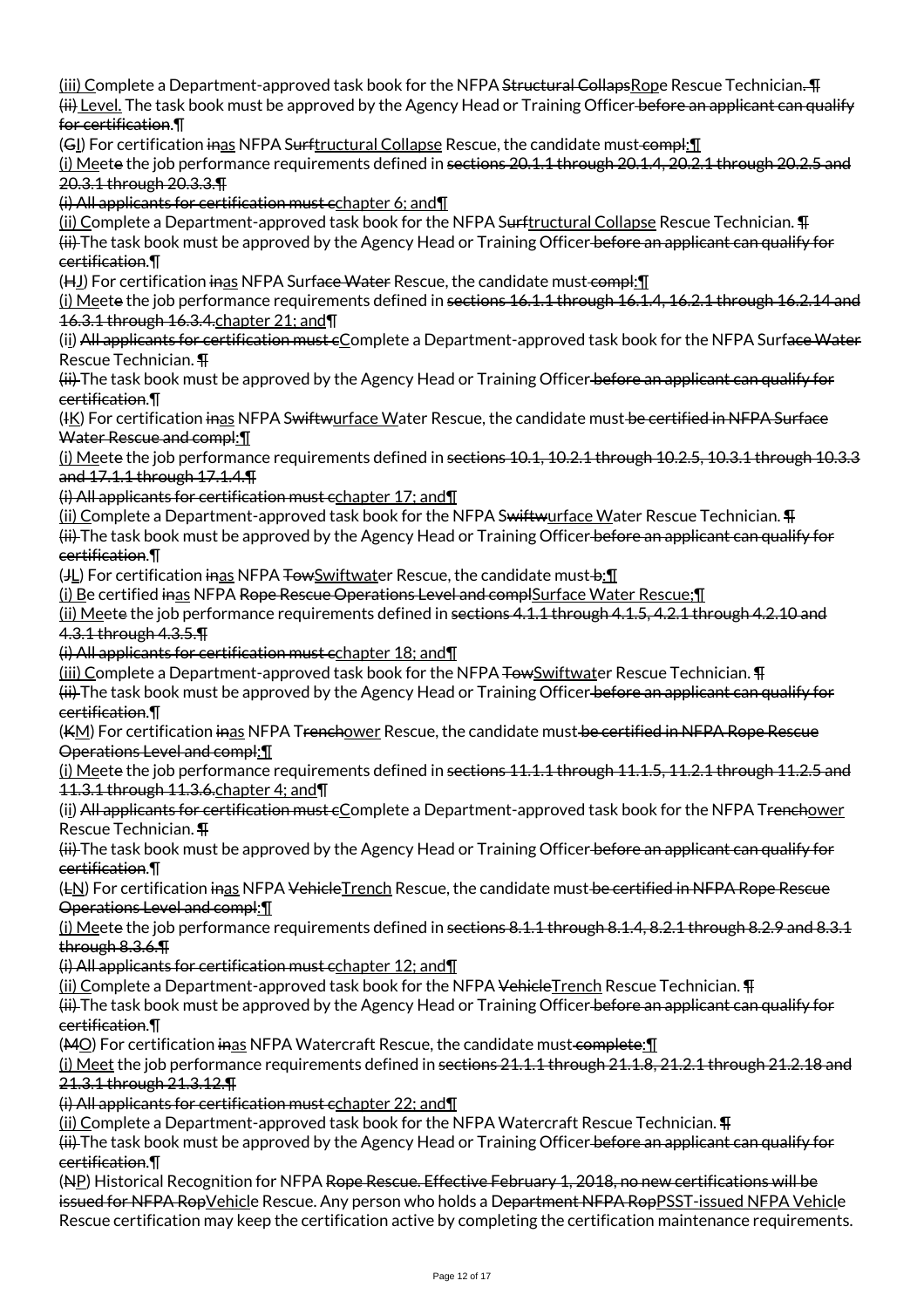(iii) Complete a Department-approved task book for the NFPA Structural CollapsRope Rescue Technician. ¶
(ii) Level. The task book must be approved by the Agency Head or Training Officer before an applicant can qualify for certification.¶
(GI) For certification inas NFPA Surftructural Collapse Rescue, the candidate must compl:¶
(i) Meete the job performance requirements defined in sections 20.1.1 through 20.1.4, 20.2.1 through 20.2.5 and 20.3.1 through 20.3.3.¶
(i) All applicants for certification must cchapter 6; and¶
(ii) Complete a Department-approved task book for the NFPA Surftructural Collapse Rescue Technician. ¶
(ii) The task book must be approved by the Agency Head or Training Officer before an applicant can qualify for certification.¶
(HJ) For certification inas NFPA Surface Water Rescue, the candidate must compl:¶
(i) Meete the job performance requirements defined in sections 16.1.1 through 16.1.4, 16.2.1 through 16.2.14 and 16.3.1 through 16.3.4.chapter 21; and¶
(ii) All applicants for certification must cComplete a Department-approved task book for the NFPA Surface Water Rescue Technician. ¶
(ii) The task book must be approved by the Agency Head or Training Officer before an applicant can qualify for certification.¶
(IK) For certification inas NFPA Swiftwurface Water Rescue, the candidate must be certified in NFPA Surface Water Rescue and compl:¶
(i) Meete the job performance requirements defined in sections 10.1, 10.2.1 through 10.2.5, 10.3.1 through 10.3.3 and 17.1.1 through 17.1.4.¶
(i) All applicants for certification must cchapter 17; and¶
(ii) Complete a Department-approved task book for the NFPA Swiftwurface Water Rescue Technician. ¶
(ii) The task book must be approved by the Agency Head or Training Officer before an applicant can qualify for certification.¶
(JL) For certification inas NFPA TowSwiftwater Rescue, the candidate must b:¶
(i) Be certified inas NFPA Rope Rescue Operations Level and complSurface Water Rescue;¶
(ii) Meete the job performance requirements defined in sections 4.1.1 through 4.1.5, 4.2.1 through 4.2.10 and 4.3.1 through 4.3.5.¶
(i) All applicants for certification must cchapter 18; and¶
(iii) Complete a Department-approved task book for the NFPA TowSwiftwater Rescue Technician. ¶
(ii) The task book must be approved by the Agency Head or Training Officer before an applicant can qualify for certification.¶
(KM) For certification inas NFPA Trenchower Rescue, the candidate must be certified in NFPA Rope Rescue Operations Level and compl:¶
(i) Meete the job performance requirements defined in sections 11.1.1 through 11.1.5, 11.2.1 through 11.2.5 and 11.3.1 through 11.3.6.chapter 4; and¶
(ii) All applicants for certification must cComplete a Department-approved task book for the NFPA Trenchower Rescue Technician. ¶
(ii) The task book must be approved by the Agency Head or Training Officer before an applicant can qualify for certification.¶
(LN) For certification inas NFPA VehicleTrench Rescue, the candidate must be certified in NFPA Rope Rescue Operations Level and compl:¶
(i) Meete the job performance requirements defined in sections 8.1.1 through 8.1.4, 8.2.1 through 8.2.9 and 8.3.1 through 8.3.6.¶
(i) All applicants for certification must cchapter 12; and¶
(ii) Complete a Department-approved task book for the NFPA VehicleTrench Rescue Technician. ¶
(ii) The task book must be approved by the Agency Head or Training Officer before an applicant can qualify for certification.¶
(MO) For certification inas NFPA Watercraft Rescue, the candidate must complete:¶
(i) Meet the job performance requirements defined in sections 21.1.1 through 21.1.8, 21.2.1 through 21.2.18 and 21.3.1 through 21.3.12.¶
(i) All applicants for certification must cchapter 22; and¶
(ii) Complete a Department-approved task book for the NFPA Watercraft Rescue Technician. ¶
(ii) The task book must be approved by the Agency Head or Training Officer before an applicant can qualify for certification.¶
(NP) Historical Recognition for NFPA Rope Rescue. Effective February 1, 2018, no new certifications will be issued for NFPA RopVehicle Rescue. Any person who holds a Department NFPA RopPSST-issued NFPA Vehicle Rescue certification may keep the certification active by completing the certification maintenance requirements.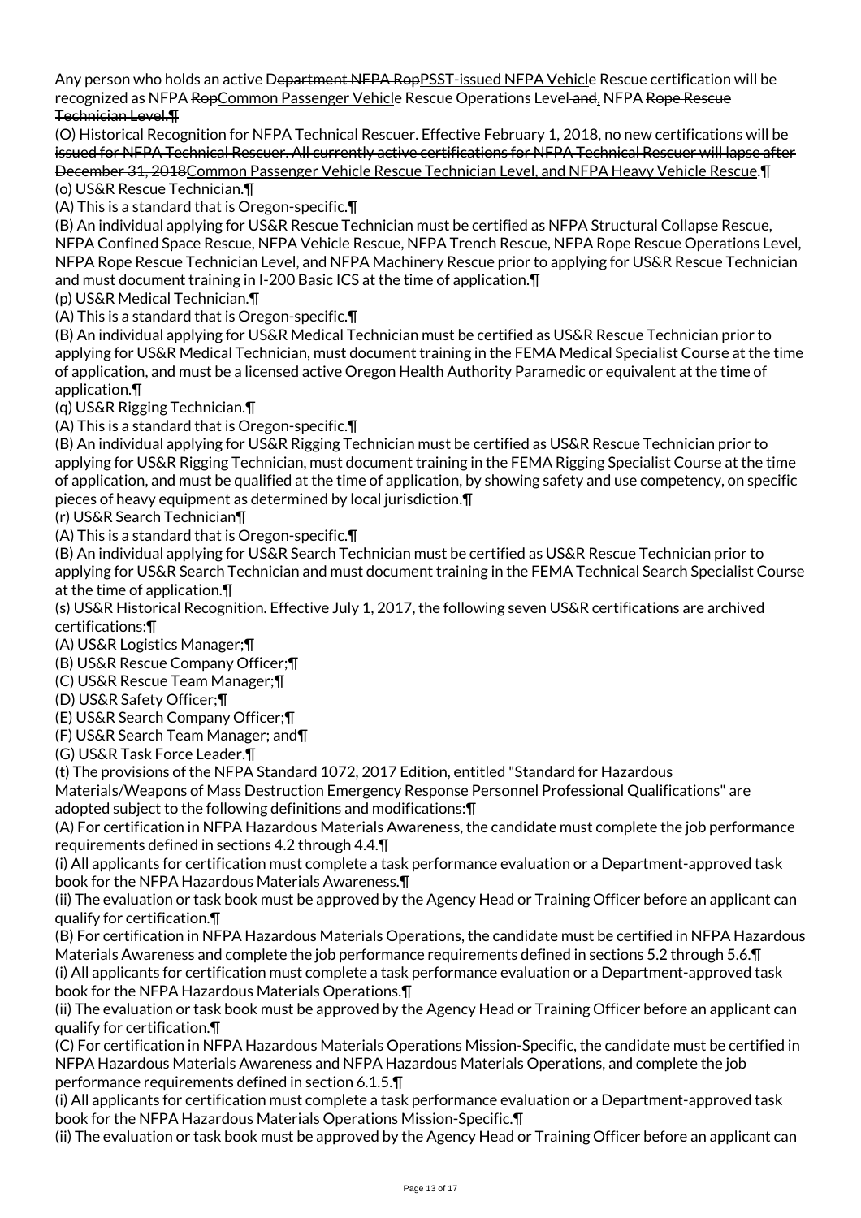Any person who holds an active ~~Department NFPA Rop~~PSST-issued NFPA Vehicle Rescue certification will be recognized as NFPA ~~Rop~~Common Passenger Vehicle Rescue Operations Level ~~and~~, NFPA ~~Rope Rescue Technician Level.¶~~

~~(O) Historical Recognition for NFPA Technical Rescuer. Effective February 1, 2018, no new certifications will be issued for NFPA Technical Rescuer. All currently active certifications for NFPA Technical Rescuer will lapse after December 31, 2018~~Common Passenger Vehicle Rescue Technician Level, and NFPA Heavy Vehicle Rescue.¶

(o) US&R Rescue Technician.¶

(A) This is a standard that is Oregon-specific.¶

(B) An individual applying for US&R Rescue Technician must be certified as NFPA Structural Collapse Rescue, NFPA Confined Space Rescue, NFPA Vehicle Rescue, NFPA Trench Rescue, NFPA Rope Rescue Operations Level, NFPA Rope Rescue Technician Level, and NFPA Machinery Rescue prior to applying for US&R Rescue Technician and must document training in I-200 Basic ICS at the time of application.¶

(p) US&R Medical Technician.¶

(A) This is a standard that is Oregon-specific.¶

(B) An individual applying for US&R Medical Technician must be certified as US&R Rescue Technician prior to applying for US&R Medical Technician, must document training in the FEMA Medical Specialist Course at the time of application, and must be a licensed active Oregon Health Authority Paramedic or equivalent at the time of application.¶

(q) US&R Rigging Technician.¶

(A) This is a standard that is Oregon-specific.¶

(B) An individual applying for US&R Rigging Technician must be certified as US&R Rescue Technician prior to applying for US&R Rigging Technician, must document training in the FEMA Rigging Specialist Course at the time of application, and must be qualified at the time of application, by showing safety and use competency, on specific pieces of heavy equipment as determined by local jurisdiction.¶

(r) US&R Search Technician¶

(A) This is a standard that is Oregon-specific.¶

(B) An individual applying for US&R Search Technician must be certified as US&R Rescue Technician prior to applying for US&R Search Technician and must document training in the FEMA Technical Search Specialist Course at the time of application.¶

(s) US&R Historical Recognition. Effective July 1, 2017, the following seven US&R certifications are archived certifications:¶

(A) US&R Logistics Manager;¶

(B) US&R Rescue Company Officer;¶

(C) US&R Rescue Team Manager;¶

(D) US&R Safety Officer;¶

(E) US&R Search Company Officer;¶

(F) US&R Search Team Manager; and¶

(G) US&R Task Force Leader.¶

(t) The provisions of the NFPA Standard 1072, 2017 Edition, entitled "Standard for Hazardous Materials/Weapons of Mass Destruction Emergency Response Personnel Professional Qualifications" are adopted subject to the following definitions and modifications:¶

(A) For certification in NFPA Hazardous Materials Awareness, the candidate must complete the job performance requirements defined in sections 4.2 through 4.4.¶

(i) All applicants for certification must complete a task performance evaluation or a Department-approved task book for the NFPA Hazardous Materials Awareness.¶

(ii) The evaluation or task book must be approved by the Agency Head or Training Officer before an applicant can qualify for certification.¶

(B) For certification in NFPA Hazardous Materials Operations, the candidate must be certified in NFPA Hazardous Materials Awareness and complete the job performance requirements defined in sections 5.2 through 5.6.¶

(i) All applicants for certification must complete a task performance evaluation or a Department-approved task book for the NFPA Hazardous Materials Operations.¶

(ii) The evaluation or task book must be approved by the Agency Head or Training Officer before an applicant can qualify for certification.¶

(C) For certification in NFPA Hazardous Materials Operations Mission-Specific, the candidate must be certified in NFPA Hazardous Materials Awareness and NFPA Hazardous Materials Operations, and complete the job performance requirements defined in section 6.1.5.¶

(i) All applicants for certification must complete a task performance evaluation or a Department-approved task book for the NFPA Hazardous Materials Operations Mission-Specific.¶

(ii) The evaluation or task book must be approved by the Agency Head or Training Officer before an applicant can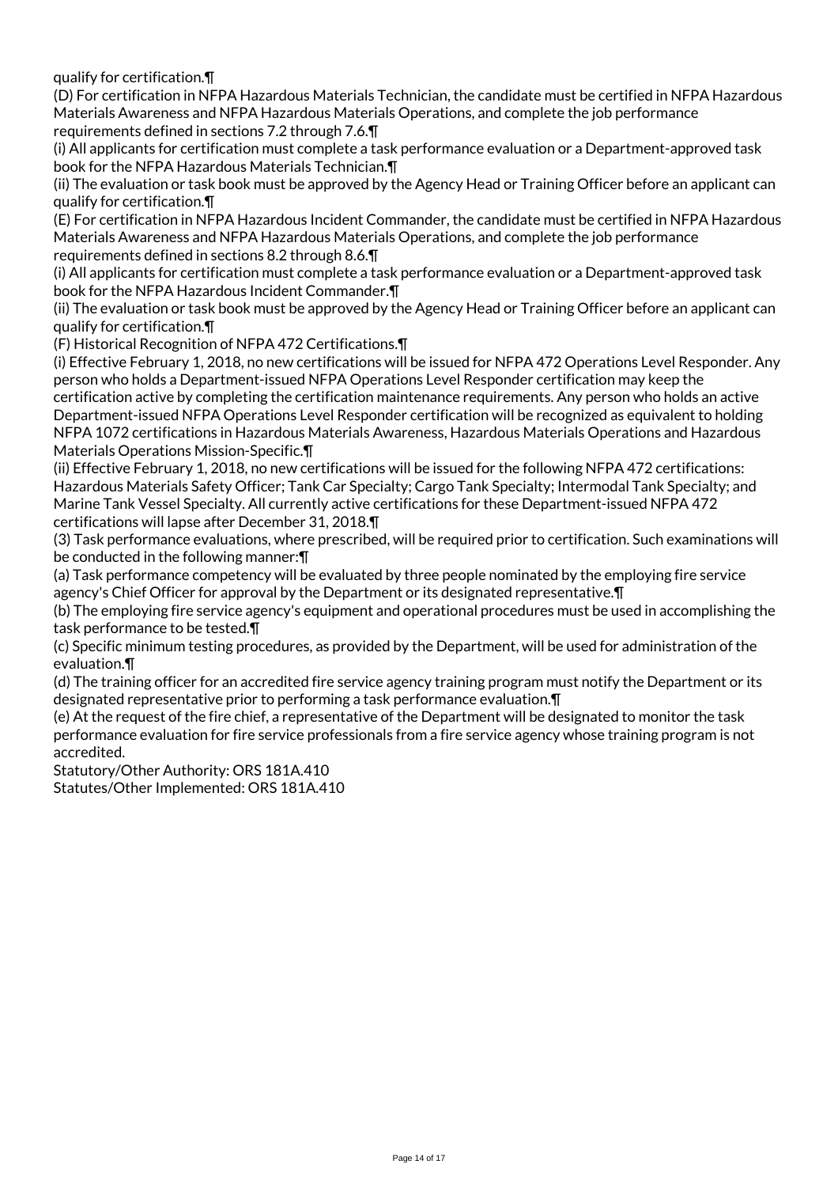qualify for certification.¶
(D) For certification in NFPA Hazardous Materials Technician, the candidate must be certified in NFPA Hazardous Materials Awareness and NFPA Hazardous Materials Operations, and complete the job performance requirements defined in sections 7.2 through 7.6.¶
(i) All applicants for certification must complete a task performance evaluation or a Department-approved task book for the NFPA Hazardous Materials Technician.¶
(ii) The evaluation or task book must be approved by the Agency Head or Training Officer before an applicant can qualify for certification.¶
(E) For certification in NFPA Hazardous Incident Commander, the candidate must be certified in NFPA Hazardous Materials Awareness and NFPA Hazardous Materials Operations, and complete the job performance requirements defined in sections 8.2 through 8.6.¶
(i) All applicants for certification must complete a task performance evaluation or a Department-approved task book for the NFPA Hazardous Incident Commander.¶
(ii) The evaluation or task book must be approved by the Agency Head or Training Officer before an applicant can qualify for certification.¶
(F) Historical Recognition of NFPA 472 Certifications.¶
(i) Effective February 1, 2018, no new certifications will be issued for NFPA 472 Operations Level Responder. Any person who holds a Department-issued NFPA Operations Level Responder certification may keep the certification active by completing the certification maintenance requirements. Any person who holds an active Department-issued NFPA Operations Level Responder certification will be recognized as equivalent to holding NFPA 1072 certifications in Hazardous Materials Awareness, Hazardous Materials Operations and Hazardous Materials Operations Mission-Specific.¶
(ii) Effective February 1, 2018, no new certifications will be issued for the following NFPA 472 certifications: Hazardous Materials Safety Officer; Tank Car Specialty; Cargo Tank Specialty; Intermodal Tank Specialty; and Marine Tank Vessel Specialty. All currently active certifications for these Department-issued NFPA 472 certifications will lapse after December 31, 2018.¶
(3) Task performance evaluations, where prescribed, will be required prior to certification. Such examinations will be conducted in the following manner:¶
(a) Task performance competency will be evaluated by three people nominated by the employing fire service agency's Chief Officer for approval by the Department or its designated representative.¶
(b) The employing fire service agency's equipment and operational procedures must be used in accomplishing the task performance to be tested.¶
(c) Specific minimum testing procedures, as provided by the Department, will be used for administration of the evaluation.¶
(d) The training officer for an accredited fire service agency training program must notify the Department or its designated representative prior to performing a task performance evaluation.¶
(e) At the request of the fire chief, a representative of the Department will be designated to monitor the task performance evaluation for fire service professionals from a fire service agency whose training program is not accredited.
Statutory/Other Authority: ORS 181A.410
Statutes/Other Implemented: ORS 181A.410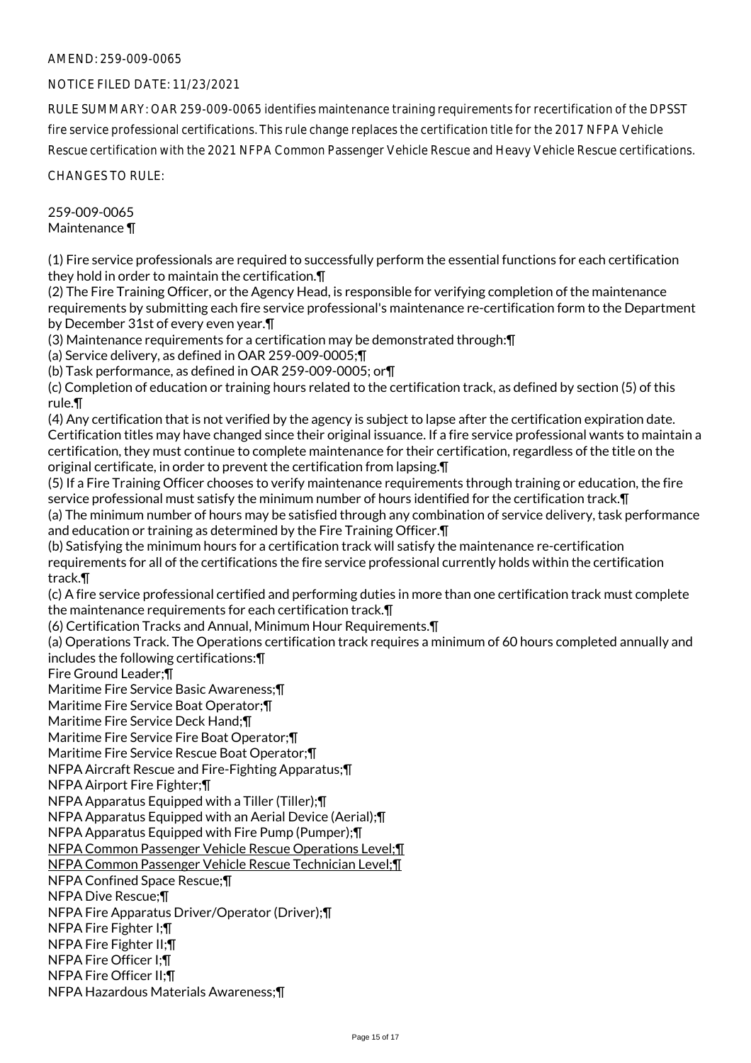AMEND: 259-009-0065

NOTICE FILED DATE: 11/23/2021

RULE SUMMARY: OAR 259-009-0065 identifies maintenance training requirements for recertification of the DPSST fire service professional certifications. This rule change replaces the certification title for the 2017 NFPA Vehicle Rescue certification with the 2021 NFPA Common Passenger Vehicle Rescue and Heavy Vehicle Rescue certifications.

CHANGES TO RULE:

259-009-0065
Maintenance ¶

(1) Fire service professionals are required to successfully perform the essential functions for each certification they hold in order to maintain the certification.¶
(2) The Fire Training Officer, or the Agency Head, is responsible for verifying completion of the maintenance requirements by submitting each fire service professional's maintenance re-certification form to the Department by December 31st of every even year.¶
(3) Maintenance requirements for a certification may be demonstrated through:¶
(a) Service delivery, as defined in OAR 259-009-0005;¶
(b) Task performance, as defined in OAR 259-009-0005; or¶
(c) Completion of education or training hours related to the certification track, as defined by section (5) of this rule.¶
(4) Any certification that is not verified by the agency is subject to lapse after the certification expiration date. Certification titles may have changed since their original issuance. If a fire service professional wants to maintain a certification, they must continue to complete maintenance for their certification, regardless of the title on the original certificate, in order to prevent the certification from lapsing.¶
(5) If a Fire Training Officer chooses to verify maintenance requirements through training or education, the fire service professional must satisfy the minimum number of hours identified for the certification track.¶
(a) The minimum number of hours may be satisfied through any combination of service delivery, task performance and education or training as determined by the Fire Training Officer.¶
(b) Satisfying the minimum hours for a certification track will satisfy the maintenance re-certification requirements for all of the certifications the fire service professional currently holds within the certification track.¶
(c) A fire service professional certified and performing duties in more than one certification track must complete the maintenance requirements for each certification track.¶
(6) Certification Tracks and Annual, Minimum Hour Requirements.¶
(a) Operations Track. The Operations certification track requires a minimum of 60 hours completed annually and includes the following certifications:¶
Fire Ground Leader;¶
Maritime Fire Service Basic Awareness;¶
Maritime Fire Service Boat Operator;¶
Maritime Fire Service Deck Hand;¶
Maritime Fire Service Fire Boat Operator;¶
Maritime Fire Service Rescue Boat Operator;¶
NFPA Aircraft Rescue and Fire-Fighting Apparatus;¶
NFPA Airport Fire Fighter;¶
NFPA Apparatus Equipped with a Tiller (Tiller);¶
NFPA Apparatus Equipped with an Aerial Device (Aerial);¶
NFPA Apparatus Equipped with Fire Pump (Pumper);¶
<u>NFPA Common Passenger Vehicle Rescue Operations Level;¶</u>
<u>NFPA Common Passenger Vehicle Rescue Technician Level;¶</u>
NFPA Confined Space Rescue;¶
NFPA Dive Rescue;¶
NFPA Fire Apparatus Driver/Operator (Driver);¶
NFPA Fire Fighter I;¶
NFPA Fire Fighter II;¶
NFPA Fire Officer I;¶
NFPA Fire Officer II;¶
NFPA Hazardous Materials Awareness;¶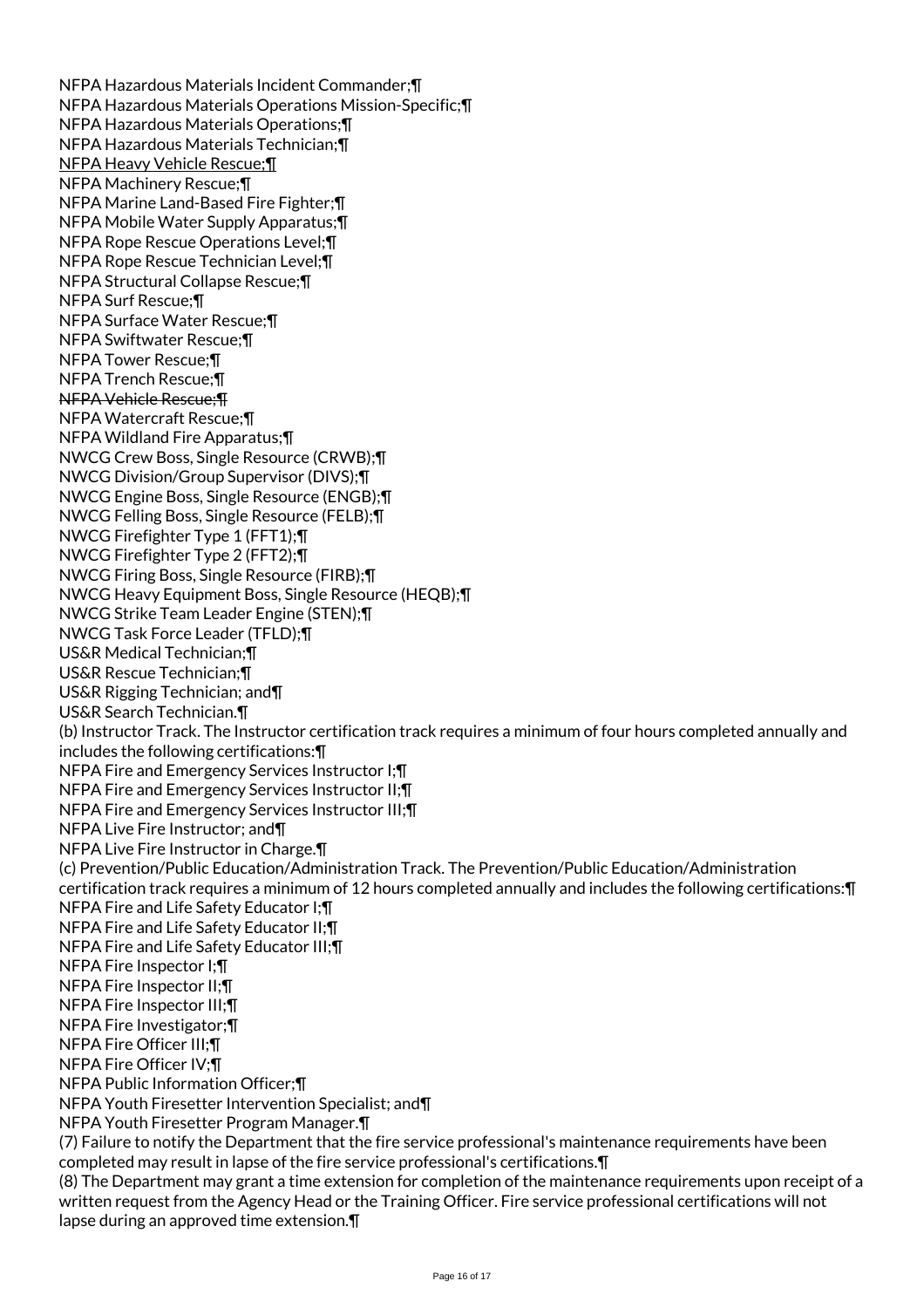NFPA Hazardous Materials Incident Commander;¶
NFPA Hazardous Materials Operations Mission-Specific;¶
NFPA Hazardous Materials Operations;¶
NFPA Hazardous Materials Technician;¶
<u>NFPA Heavy Vehicle Rescue;¶</u>
NFPA Machinery Rescue;¶
NFPA Marine Land-Based Fire Fighter;¶
NFPA Mobile Water Supply Apparatus;¶
NFPA Rope Rescue Operations Level;¶
NFPA Rope Rescue Technician Level;¶
NFPA Structural Collapse Rescue;¶
NFPA Surf Rescue;¶
NFPA Surface Water Rescue;¶
NFPA Swiftwater Rescue;¶
NFPA Tower Rescue;¶
NFPA Trench Rescue;¶
~~NFPA Vehicle Rescue;¶~~
NFPA Watercraft Rescue;¶
NFPA Wildland Fire Apparatus;¶
NWCG Crew Boss, Single Resource (CRWB);¶
NWCG Division/Group Supervisor (DIVS);¶
NWCG Engine Boss, Single Resource (ENGB);¶
NWCG Felling Boss, Single Resource (FELB);¶
NWCG Firefighter Type 1 (FFT1);¶
NWCG Firefighter Type 2 (FFT2);¶
NWCG Firing Boss, Single Resource (FIRB);¶
NWCG Heavy Equipment Boss, Single Resource (HEQB);¶
NWCG Strike Team Leader Engine (STEN);¶
NWCG Task Force Leader (TFLD);¶
US&R Medical Technician;¶
US&R Rescue Technician;¶
US&R Rigging Technician; and¶
US&R Search Technician.¶
(b) Instructor Track. The Instructor certification track requires a minimum of four hours completed annually and includes the following certifications:¶
NFPA Fire and Emergency Services Instructor I;¶
NFPA Fire and Emergency Services Instructor II;¶
NFPA Fire and Emergency Services Instructor III;¶
NFPA Live Fire Instructor; and¶
NFPA Live Fire Instructor in Charge.¶
(c) Prevention/Public Education/Administration Track. The Prevention/Public Education/Administration certification track requires a minimum of 12 hours completed annually and includes the following certifications:¶
NFPA Fire and Life Safety Educator I;¶
NFPA Fire and Life Safety Educator II;¶
NFPA Fire and Life Safety Educator III;¶
NFPA Fire Inspector I;¶
NFPA Fire Inspector II;¶
NFPA Fire Inspector III;¶
NFPA Fire Investigator;¶
NFPA Fire Officer III;¶
NFPA Fire Officer IV;¶
NFPA Public Information Officer;¶
NFPA Youth Firesetter Intervention Specialist; and¶
NFPA Youth Firesetter Program Manager.¶
(7) Failure to notify the Department that the fire service professional's maintenance requirements have been completed may result in lapse of the fire service professional's certifications.¶
(8) The Department may grant a time extension for completion of the maintenance requirements upon receipt of a written request from the Agency Head or the Training Officer. Fire service professional certifications will not lapse during an approved time extension.¶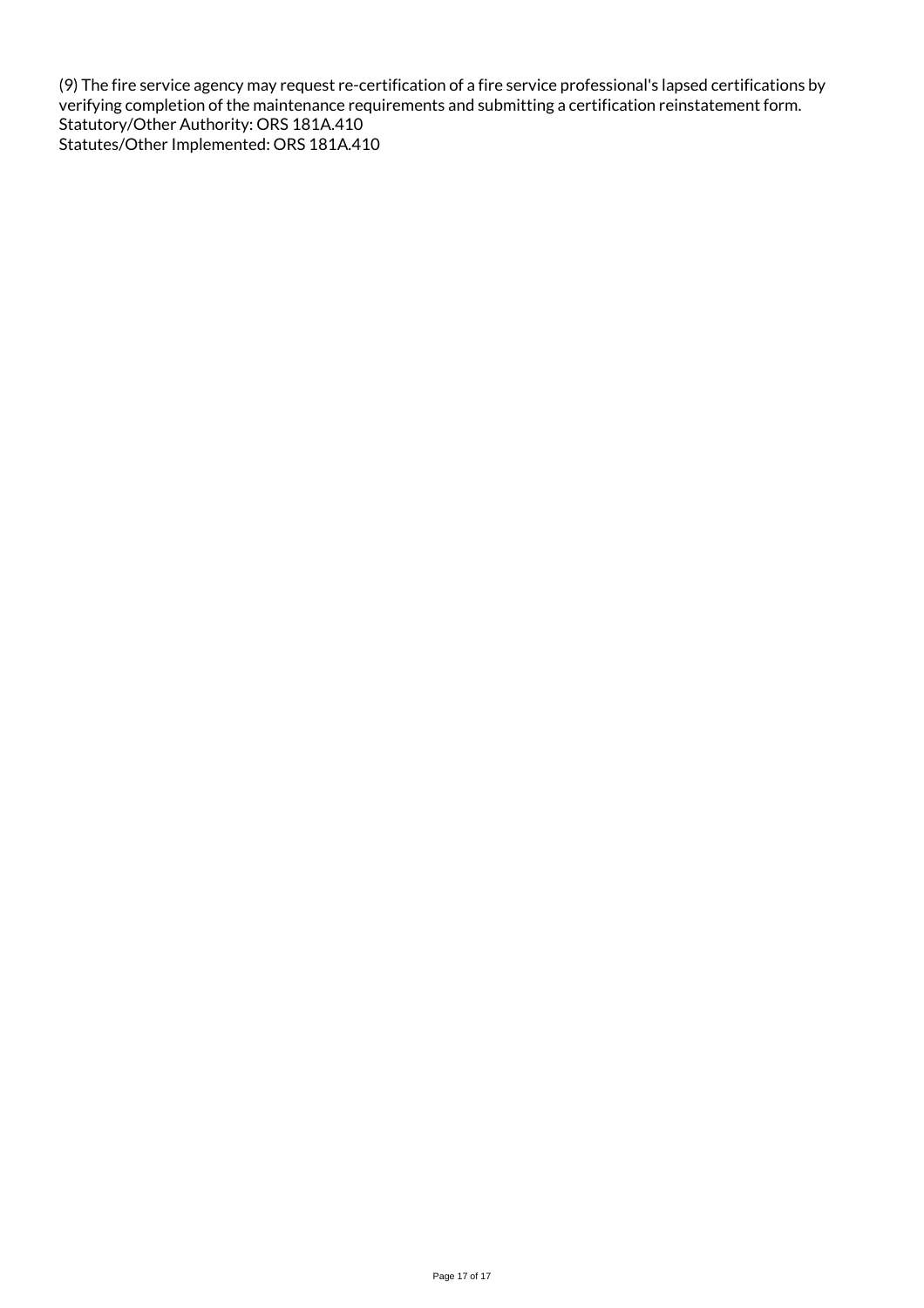(9) The fire service agency may request re-certification of a fire service professional's lapsed certifications by verifying completion of the maintenance requirements and submitting a certification reinstatement form.
Statutory/Other Authority: ORS 181A.410
Statutes/Other Implemented: ORS 181A.410